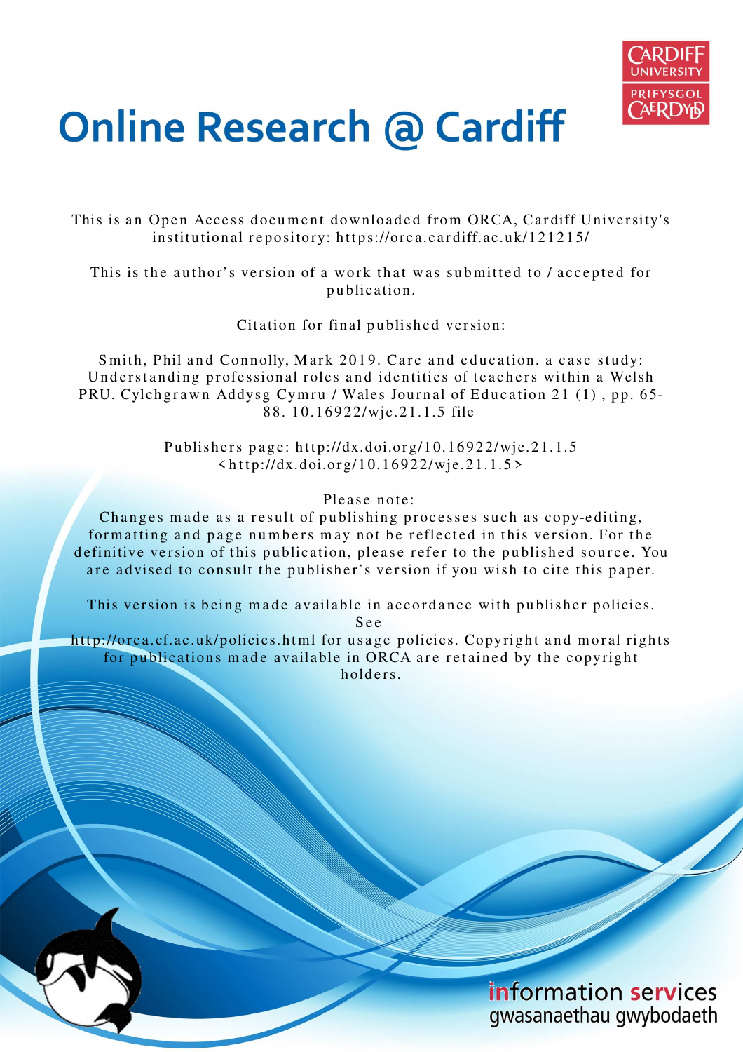# Online Research @ Cardiff

This is an Open Access document downloaded from ORCA, Cardiff University's institutional repository: https://orca.cardiff.ac.uk/121215/

This is the author's version of a work that was submitted to / accepted for publication.

Citation for final published version:

Smith, Phil and Connolly, Mark 2019. Care and education. a case study: Understanding professional roles and identities of teachers within a Welsh PRU. Cylchgrawn Addysg Cymru / Wales Journal of Education 21 (1) , pp. 65-88. 10.16922/wje.21.1.5 file

Publishers page: http://dx.doi.org/10.16922/wje.21.1.5 <http://dx.doi.org/10.16922/wje.21.1.5>

Please note:
Changes made as a result of publishing processes such as copy-editing, formatting and page numbers may not be reflected in this version. For the definitive version of this publication, please refer to the published source. You are advised to consult the publisher's version if you wish to cite this paper.

This version is being made available in accordance with publisher policies. See http://orca.cf.ac.uk/policies.html for usage policies. Copyright and moral rights for publications made available in ORCA are retained by the copyright holders.

information services
gwasanaethau gwybodaeth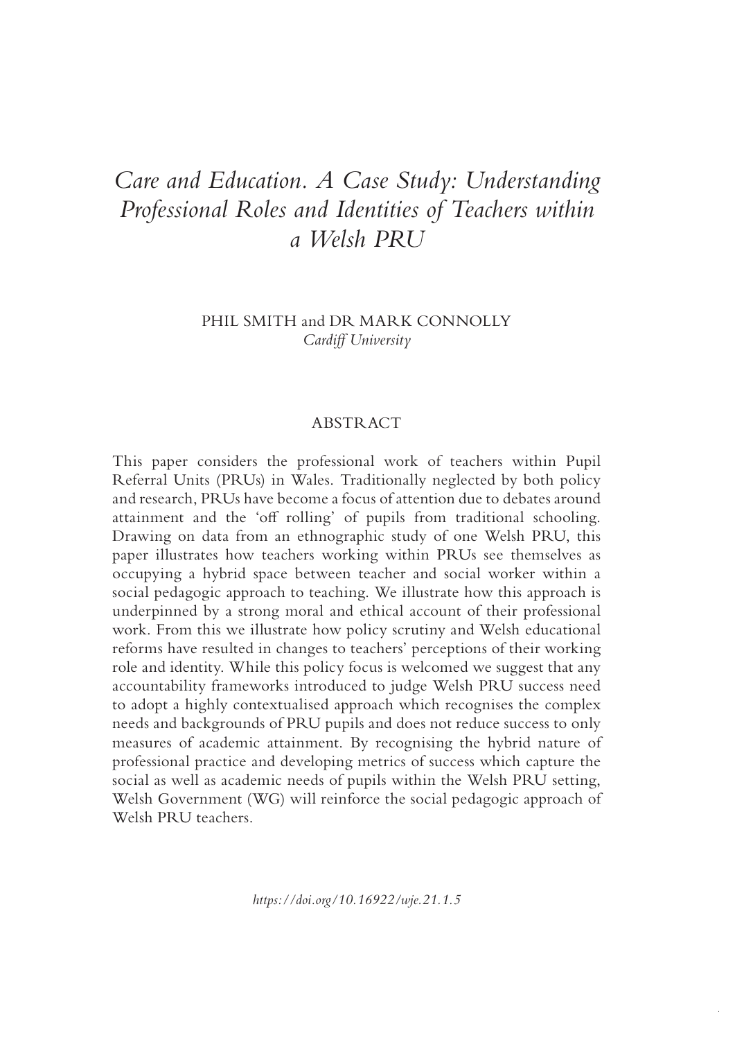# *Care and Education. A Case Study: Understanding Professional Roles and Identities of Teachers within a Welsh PRU*

PHIL SMITH and DR MARK CONNOLLY
*Cardiff University*

## ABSTRACT

This paper considers the professional work of teachers within Pupil Referral Units (PRUs) in Wales. Traditionally neglected by both policy and research, PRUs have become a focus of attention due to debates around attainment and the 'off rolling' of pupils from traditional schooling. Drawing on data from an ethnographic study of one Welsh PRU, this paper illustrates how teachers working within PRUs see themselves as occupying a hybrid space between teacher and social worker within a social pedagogic approach to teaching. We illustrate how this approach is underpinned by a strong moral and ethical account of their professional work. From this we illustrate how policy scrutiny and Welsh educational reforms have resulted in changes to teachers' perceptions of their working role and identity. While this policy focus is welcomed we suggest that any accountability frameworks introduced to judge Welsh PRU success need to adopt a highly contextualised approach which recognises the complex needs and backgrounds of PRU pupils and does not reduce success to only measures of academic attainment. By recognising the hybrid nature of professional practice and developing metrics of success which capture the social as well as academic needs of pupils within the Welsh PRU setting, Welsh Government (WG) will reinforce the social pedagogic approach of Welsh PRU teachers.

*https://doi.org/10.16922/wje.21.1.5*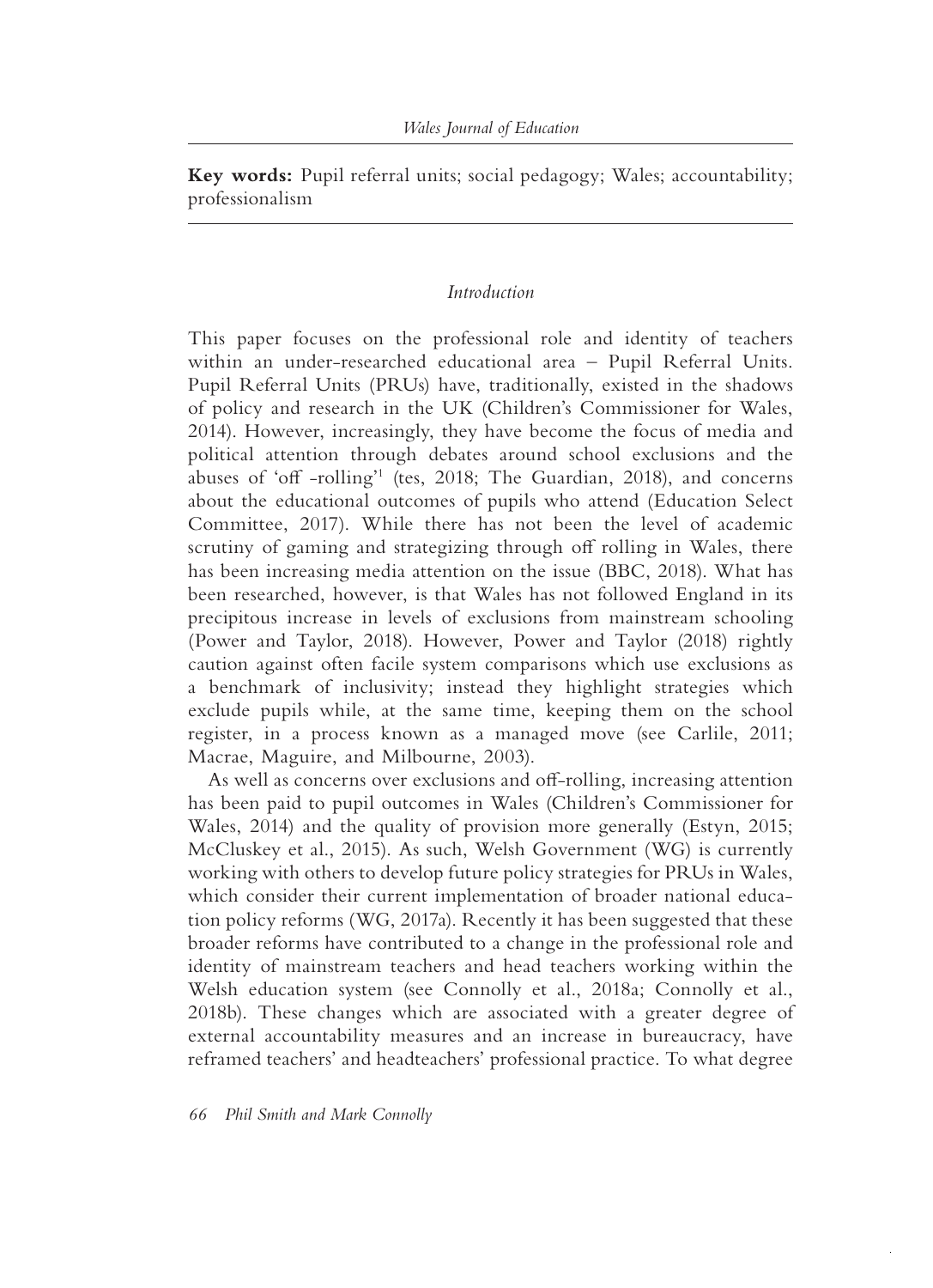**Key words:** Pupil referral units; social pedagogy; Wales; accountability; professionalism

## *Introduction*

This paper focuses on the professional role and identity of teachers within an under-researched educational area – Pupil Referral Units. Pupil Referral Units (PRUs) have, traditionally, existed in the shadows of policy and research in the UK (Children's Commissioner for Wales, 2014). However, increasingly, they have become the focus of media and political attention through debates around school exclusions and the abuses of 'off -rolling'[1] (tes, 2018; The Guardian, 2018), and concerns about the educational outcomes of pupils who attend (Education Select Committee, 2017). While there has not been the level of academic scrutiny of gaming and strategizing through off rolling in Wales, there has been increasing media attention on the issue (BBC, 2018). What has been researched, however, is that Wales has not followed England in its precipitous increase in levels of exclusions from mainstream schooling (Power and Taylor, 2018). However, Power and Taylor (2018) rightly caution against often facile system comparisons which use exclusions as a benchmark of inclusivity; instead they highlight strategies which exclude pupils while, at the same time, keeping them on the school register, in a process known as a managed move (see Carlile, 2011; Macrae, Maguire, and Milbourne, 2003).

As well as concerns over exclusions and off-rolling, increasing attention has been paid to pupil outcomes in Wales (Children's Commissioner for Wales, 2014) and the quality of provision more generally (Estyn, 2015; McCluskey et al., 2015). As such, Welsh Government (WG) is currently working with others to develop future policy strategies for PRUs in Wales, which consider their current implementation of broader national education policy reforms (WG, 2017a). Recently it has been suggested that these broader reforms have contributed to a change in the professional role and identity of mainstream teachers and head teachers working within the Welsh education system (see Connolly et al., 2018a; Connolly et al., 2018b). These changes which are associated with a greater degree of external accountability measures and an increase in bureaucracy, have reframed teachers' and headteachers' professional practice. To what degree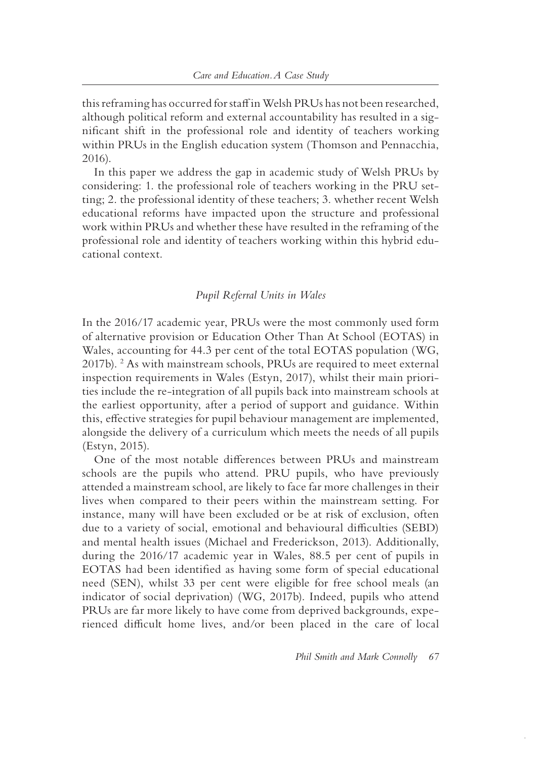this reframing has occurred for staff in Welsh PRUs has not been researched, although political reform and external accountability has resulted in a significant shift in the professional role and identity of teachers working within PRUs in the English education system (Thomson and Pennacchia, 2016).

In this paper we address the gap in academic study of Welsh PRUs by considering: 1. the professional role of teachers working in the PRU setting; 2. the professional identity of these teachers; 3. whether recent Welsh educational reforms have impacted upon the structure and professional work within PRUs and whether these have resulted in the reframing of the professional role and identity of teachers working within this hybrid educational context.

## *Pupil Referral Units in Wales*

In the 2016/17 academic year, PRUs were the most commonly used form of alternative provision or Education Other Than At School (EOTAS) in Wales, accounting for 44.3 per cent of the total EOTAS population (WG, 2017b). [2] As with mainstream schools, PRUs are required to meet external inspection requirements in Wales (Estyn, 2017), whilst their main priorities include the re-integration of all pupils back into mainstream schools at the earliest opportunity, after a period of support and guidance. Within this, effective strategies for pupil behaviour management are implemented, alongside the delivery of a curriculum which meets the needs of all pupils (Estyn, 2015).

One of the most notable differences between PRUs and mainstream schools are the pupils who attend. PRU pupils, who have previously attended a mainstream school, are likely to face far more challenges in their lives when compared to their peers within the mainstream setting. For instance, many will have been excluded or be at risk of exclusion, often due to a variety of social, emotional and behavioural difficulties (SEBD) and mental health issues (Michael and Frederickson, 2013). Additionally, during the 2016/17 academic year in Wales, 88.5 per cent of pupils in EOTAS had been identified as having some form of special educational need (SEN), whilst 33 per cent were eligible for free school meals (an indicator of social deprivation) (WG, 2017b). Indeed, pupils who attend PRUs are far more likely to have come from deprived backgrounds, experienced difficult home lives, and/or been placed in the care of local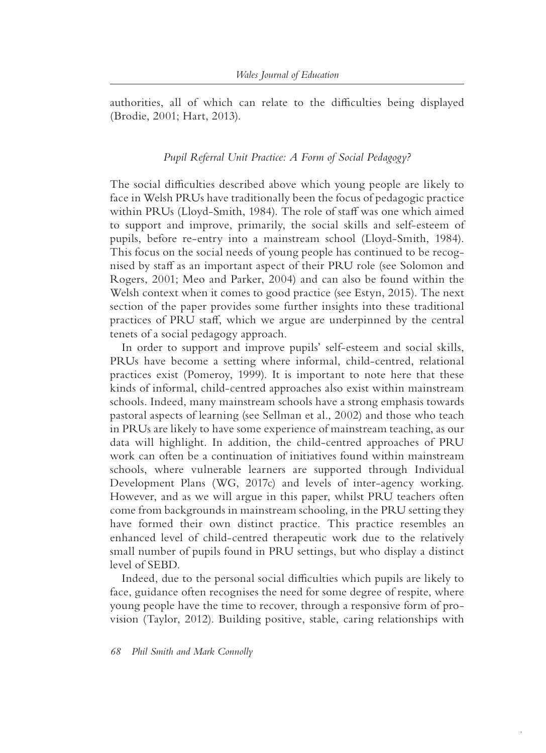authorities, all of which can relate to the difficulties being displayed (Brodie, 2001; Hart, 2013).

### *Pupil Referral Unit Practice: A Form of Social Pedagogy?*

The social difficulties described above which young people are likely to face in Welsh PRUs have traditionally been the focus of pedagogic practice within PRUs (Lloyd-Smith, 1984). The role of staff was one which aimed to support and improve, primarily, the social skills and self-esteem of pupils, before re-entry into a mainstream school (Lloyd-Smith, 1984). This focus on the social needs of young people has continued to be recognised by staff as an important aspect of their PRU role (see Solomon and Rogers, 2001; Meo and Parker, 2004) and can also be found within the Welsh context when it comes to good practice (see Estyn, 2015). The next section of the paper provides some further insights into these traditional practices of PRU staff, which we argue are underpinned by the central tenets of a social pedagogy approach.

In order to support and improve pupils' self-esteem and social skills, PRUs have become a setting where informal, child-centred, relational practices exist (Pomeroy, 1999). It is important to note here that these kinds of informal, child-centred approaches also exist within mainstream schools. Indeed, many mainstream schools have a strong emphasis towards pastoral aspects of learning (see Sellman et al., 2002) and those who teach in PRUs are likely to have some experience of mainstream teaching, as our data will highlight. In addition, the child-centred approaches of PRU work can often be a continuation of initiatives found within mainstream schools, where vulnerable learners are supported through Individual Development Plans (WG, 2017c) and levels of inter-agency working. However, and as we will argue in this paper, whilst PRU teachers often come from backgrounds in mainstream schooling, in the PRU setting they have formed their own distinct practice. This practice resembles an enhanced level of child-centred therapeutic work due to the relatively small number of pupils found in PRU settings, but who display a distinct level of SEBD.

Indeed, due to the personal social difficulties which pupils are likely to face, guidance often recognises the need for some degree of respite, where young people have the time to recover, through a responsive form of provision (Taylor, 2012). Building positive, stable, caring relationships with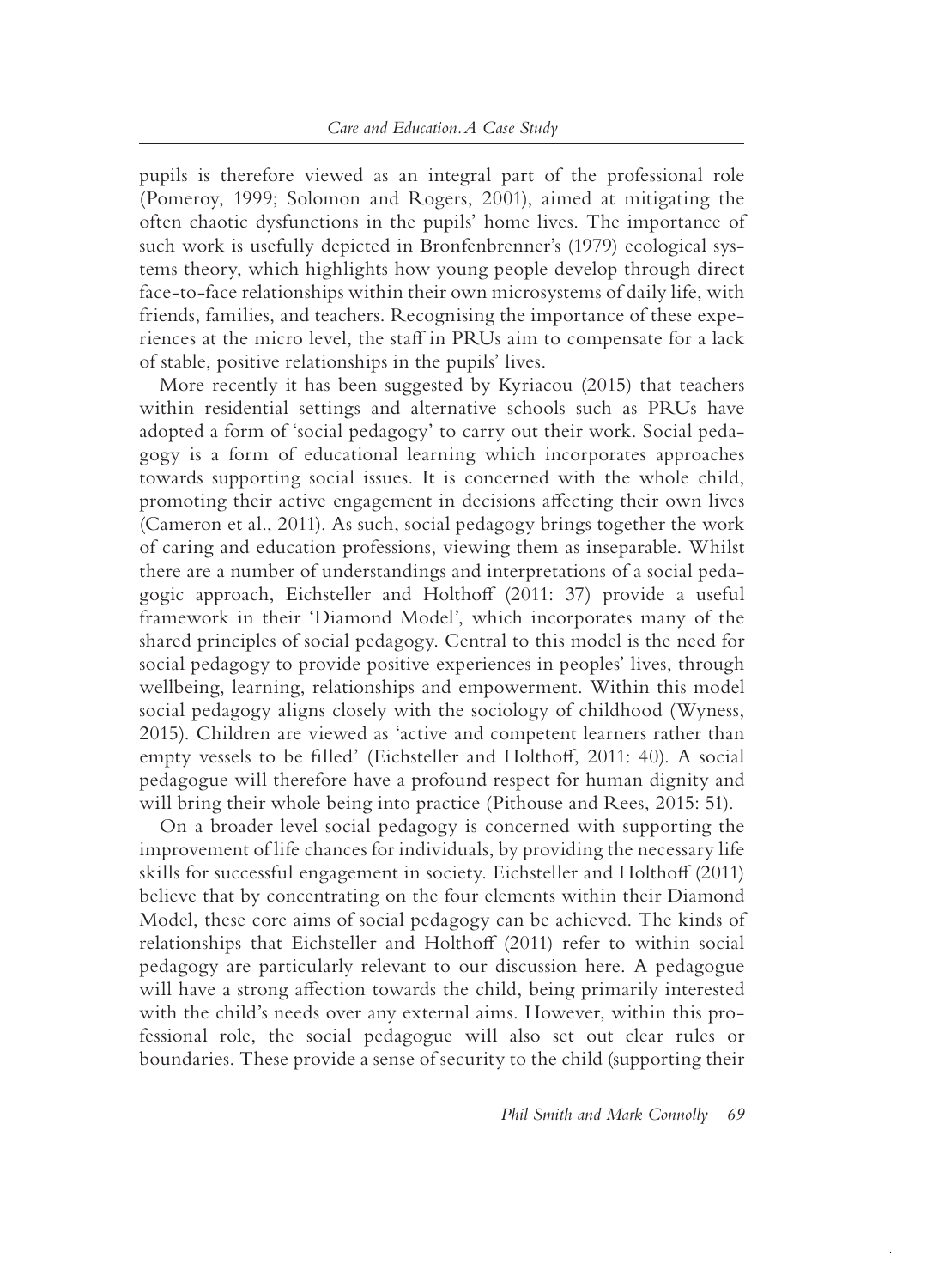pupils is therefore viewed as an integral part of the professional role (Pomeroy, 1999; Solomon and Rogers, 2001), aimed at mitigating the often chaotic dysfunctions in the pupils' home lives. The importance of such work is usefully depicted in Bronfenbrenner's (1979) ecological systems theory, which highlights how young people develop through direct face-to-face relationships within their own microsystems of daily life, with friends, families, and teachers. Recognising the importance of these experiences at the micro level, the staff in PRUs aim to compensate for a lack of stable, positive relationships in the pupils' lives.

More recently it has been suggested by Kyriacou (2015) that teachers within residential settings and alternative schools such as PRUs have adopted a form of 'social pedagogy' to carry out their work. Social pedagogy is a form of educational learning which incorporates approaches towards supporting social issues. It is concerned with the whole child, promoting their active engagement in decisions affecting their own lives (Cameron et al., 2011). As such, social pedagogy brings together the work of caring and education professions, viewing them as inseparable. Whilst there are a number of understandings and interpretations of a social pedagogic approach, Eichsteller and Holthoff (2011: 37) provide a useful framework in their 'Diamond Model', which incorporates many of the shared principles of social pedagogy. Central to this model is the need for social pedagogy to provide positive experiences in peoples' lives, through wellbeing, learning, relationships and empowerment. Within this model social pedagogy aligns closely with the sociology of childhood (Wyness, 2015). Children are viewed as 'active and competent learners rather than empty vessels to be filled' (Eichsteller and Holthoff, 2011: 40). A social pedagogue will therefore have a profound respect for human dignity and will bring their whole being into practice (Pithouse and Rees, 2015: 51).

On a broader level social pedagogy is concerned with supporting the improvement of life chances for individuals, by providing the necessary life skills for successful engagement in society. Eichsteller and Holthoff (2011) believe that by concentrating on the four elements within their Diamond Model, these core aims of social pedagogy can be achieved. The kinds of relationships that Eichsteller and Holthoff (2011) refer to within social pedagogy are particularly relevant to our discussion here. A pedagogue will have a strong affection towards the child, being primarily interested with the child's needs over any external aims. However, within this professional role, the social pedagogue will also set out clear rules or boundaries. These provide a sense of security to the child (supporting their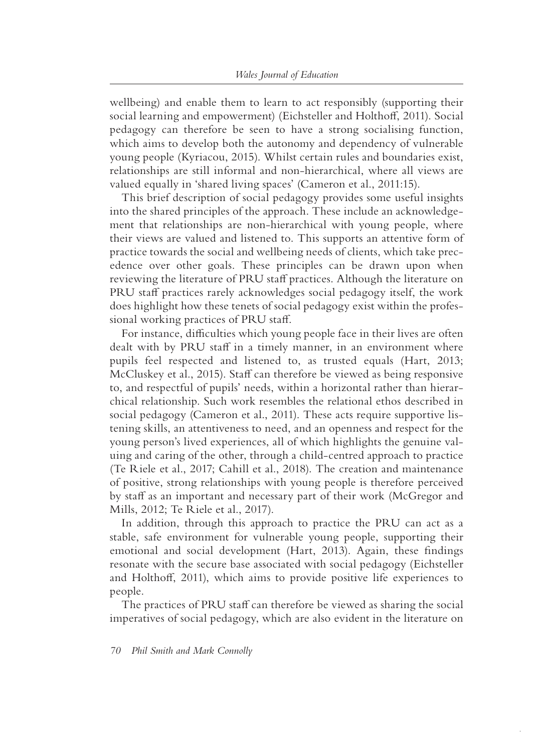wellbeing) and enable them to learn to act responsibly (supporting their social learning and empowerment) (Eichsteller and Holthoff, 2011). Social pedagogy can therefore be seen to have a strong socialising function, which aims to develop both the autonomy and dependency of vulnerable young people (Kyriacou, 2015). Whilst certain rules and boundaries exist, relationships are still informal and non-hierarchical, where all views are valued equally in 'shared living spaces' (Cameron et al., 2011:15).

This brief description of social pedagogy provides some useful insights into the shared principles of the approach. These include an acknowledgement that relationships are non-hierarchical with young people, where their views are valued and listened to. This supports an attentive form of practice towards the social and wellbeing needs of clients, which take precedence over other goals. These principles can be drawn upon when reviewing the literature of PRU staff practices. Although the literature on PRU staff practices rarely acknowledges social pedagogy itself, the work does highlight how these tenets of social pedagogy exist within the professional working practices of PRU staff.

For instance, difficulties which young people face in their lives are often dealt with by PRU staff in a timely manner, in an environment where pupils feel respected and listened to, as trusted equals (Hart, 2013; McCluskey et al., 2015). Staff can therefore be viewed as being responsive to, and respectful of pupils' needs, within a horizontal rather than hierarchical relationship. Such work resembles the relational ethos described in social pedagogy (Cameron et al., 2011). These acts require supportive listening skills, an attentiveness to need, and an openness and respect for the young person's lived experiences, all of which highlights the genuine valuing and caring of the other, through a child-centred approach to practice (Te Riele et al., 2017; Cahill et al., 2018). The creation and maintenance of positive, strong relationships with young people is therefore perceived by staff as an important and necessary part of their work (McGregor and Mills, 2012; Te Riele et al., 2017).

In addition, through this approach to practice the PRU can act as a stable, safe environment for vulnerable young people, supporting their emotional and social development (Hart, 2013). Again, these findings resonate with the secure base associated with social pedagogy (Eichsteller and Holthoff, 2011), which aims to provide positive life experiences to people.

The practices of PRU staff can therefore be viewed as sharing the social imperatives of social pedagogy, which are also evident in the literature on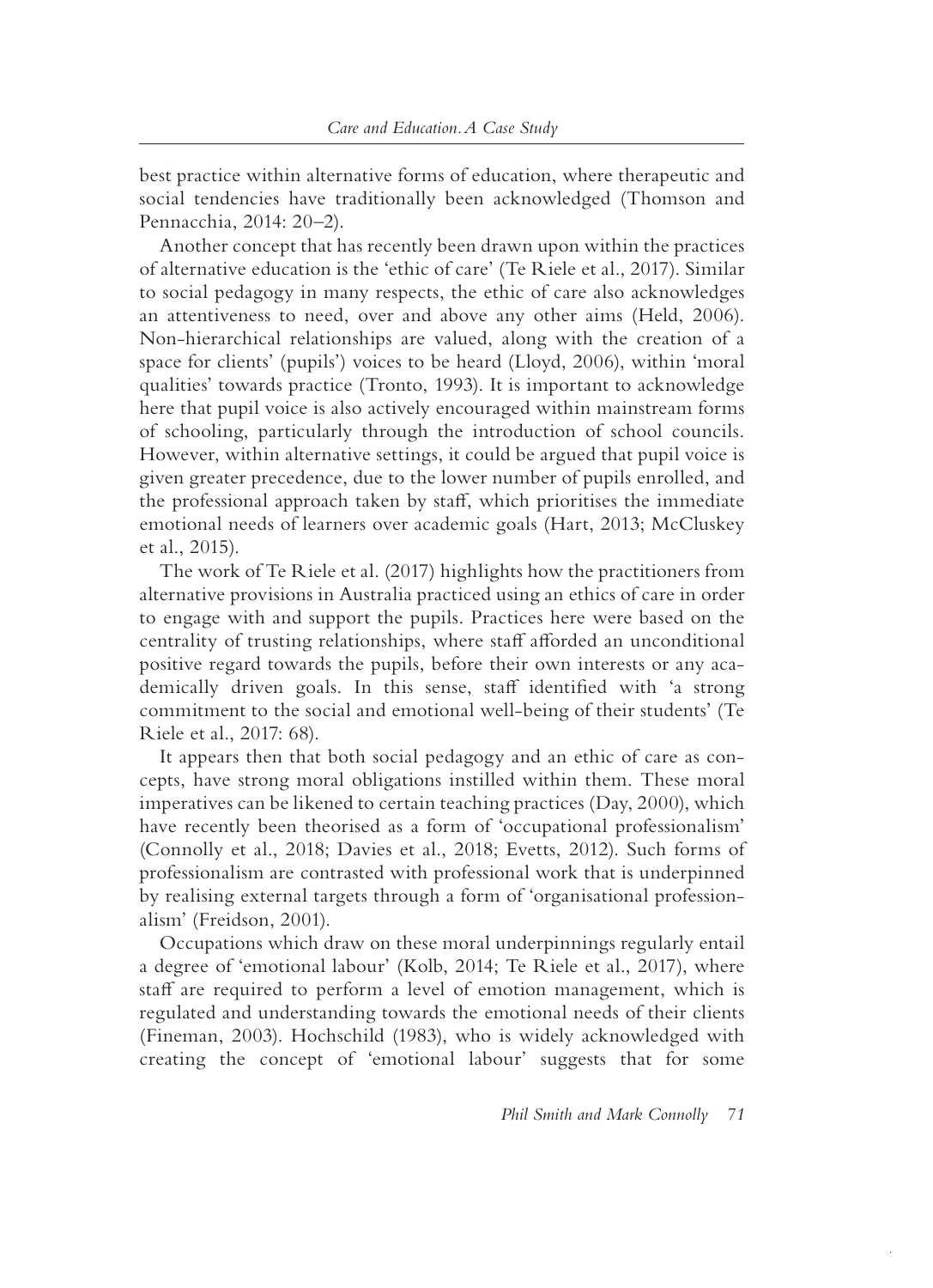best practice within alternative forms of education, where therapeutic and social tendencies have traditionally been acknowledged (Thomson and Pennacchia, 2014: 20–2).

Another concept that has recently been drawn upon within the practices of alternative education is the 'ethic of care' (Te Riele et al., 2017). Similar to social pedagogy in many respects, the ethic of care also acknowledges an attentiveness to need, over and above any other aims (Held, 2006). Non-hierarchical relationships are valued, along with the creation of a space for clients' (pupils') voices to be heard (Lloyd, 2006), within 'moral qualities' towards practice (Tronto, 1993). It is important to acknowledge here that pupil voice is also actively encouraged within mainstream forms of schooling, particularly through the introduction of school councils. However, within alternative settings, it could be argued that pupil voice is given greater precedence, due to the lower number of pupils enrolled, and the professional approach taken by staff, which prioritises the immediate emotional needs of learners over academic goals (Hart, 2013; McCluskey et al., 2015).

The work of Te Riele et al. (2017) highlights how the practitioners from alternative provisions in Australia practiced using an ethics of care in order to engage with and support the pupils. Practices here were based on the centrality of trusting relationships, where staff afforded an unconditional positive regard towards the pupils, before their own interests or any academically driven goals. In this sense, staff identified with 'a strong commitment to the social and emotional well-being of their students' (Te Riele et al., 2017: 68).

It appears then that both social pedagogy and an ethic of care as concepts, have strong moral obligations instilled within them. These moral imperatives can be likened to certain teaching practices (Day, 2000), which have recently been theorised as a form of 'occupational professionalism' (Connolly et al., 2018; Davies et al., 2018; Evetts, 2012). Such forms of professionalism are contrasted with professional work that is underpinned by realising external targets through a form of 'organisational professionalism' (Freidson, 2001).

Occupations which draw on these moral underpinnings regularly entail a degree of 'emotional labour' (Kolb, 2014; Te Riele et al., 2017), where staff are required to perform a level of emotion management, which is regulated and understanding towards the emotional needs of their clients (Fineman, 2003). Hochschild (1983), who is widely acknowledged with creating the concept of 'emotional labour' suggests that for some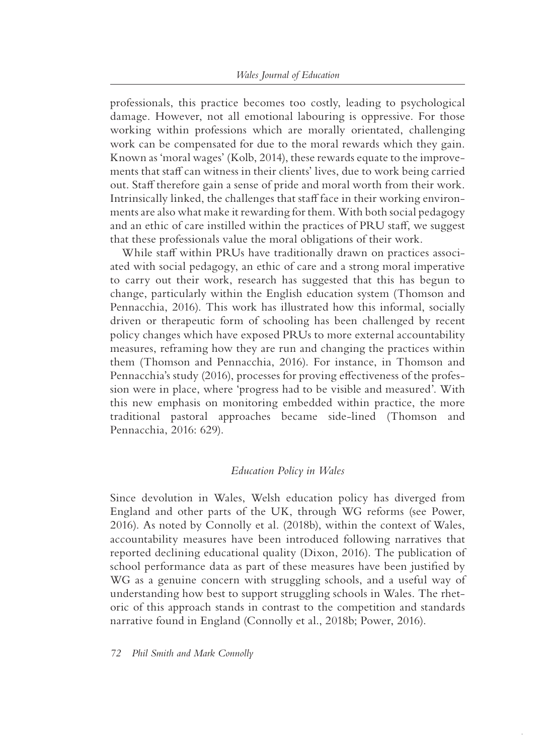professionals, this practice becomes too costly, leading to psychological damage. However, not all emotional labouring is oppressive. For those working within professions which are morally orientated, challenging work can be compensated for due to the moral rewards which they gain. Known as 'moral wages' (Kolb, 2014), these rewards equate to the improvements that staff can witness in their clients' lives, due to work being carried out. Staff therefore gain a sense of pride and moral worth from their work. Intrinsically linked, the challenges that staff face in their working environments are also what make it rewarding for them. With both social pedagogy and an ethic of care instilled within the practices of PRU staff, we suggest that these professionals value the moral obligations of their work.

While staff within PRUs have traditionally drawn on practices associated with social pedagogy, an ethic of care and a strong moral imperative to carry out their work, research has suggested that this has begun to change, particularly within the English education system (Thomson and Pennacchia, 2016). This work has illustrated how this informal, socially driven or therapeutic form of schooling has been challenged by recent policy changes which have exposed PRUs to more external accountability measures, reframing how they are run and changing the practices within them (Thomson and Pennacchia, 2016). For instance, in Thomson and Pennacchia's study (2016), processes for proving effectiveness of the profession were in place, where 'progress had to be visible and measured'. With this new emphasis on monitoring embedded within practice, the more traditional pastoral approaches became side-lined (Thomson and Pennacchia, 2016: 629).

### *Education Policy in Wales*

Since devolution in Wales, Welsh education policy has diverged from England and other parts of the UK, through WG reforms (see Power, 2016). As noted by Connolly et al. (2018b), within the context of Wales, accountability measures have been introduced following narratives that reported declining educational quality (Dixon, 2016). The publication of school performance data as part of these measures have been justified by WG as a genuine concern with struggling schools, and a useful way of understanding how best to support struggling schools in Wales. The rhetoric of this approach stands in contrast to the competition and standards narrative found in England (Connolly et al., 2018b; Power, 2016).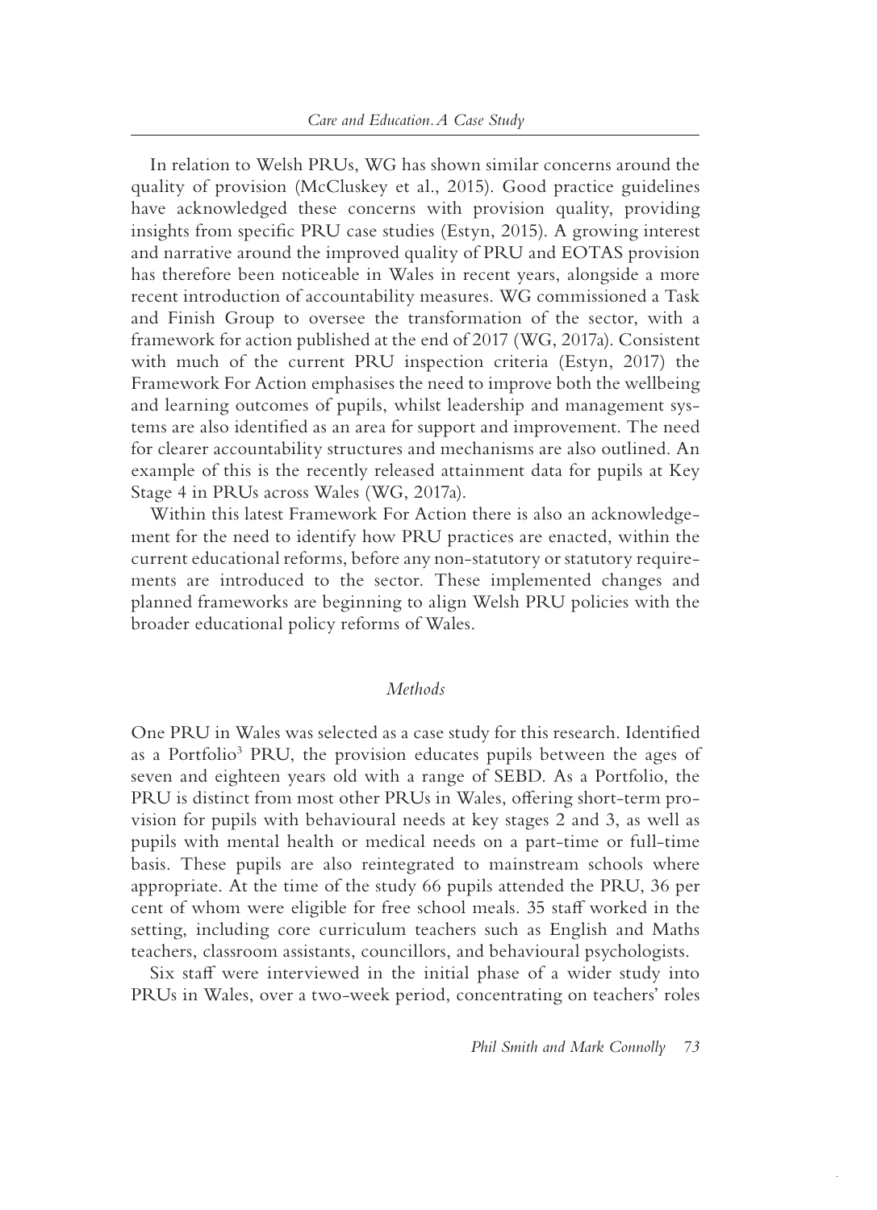In relation to Welsh PRUs, WG has shown similar concerns around the quality of provision (McCluskey et al., 2015). Good practice guidelines have acknowledged these concerns with provision quality, providing insights from specific PRU case studies (Estyn, 2015). A growing interest and narrative around the improved quality of PRU and EOTAS provision has therefore been noticeable in Wales in recent years, alongside a more recent introduction of accountability measures. WG commissioned a Task and Finish Group to oversee the transformation of the sector, with a framework for action published at the end of 2017 (WG, 2017a). Consistent with much of the current PRU inspection criteria (Estyn, 2017) the Framework For Action emphasises the need to improve both the wellbeing and learning outcomes of pupils, whilst leadership and management systems are also identified as an area for support and improvement. The need for clearer accountability structures and mechanisms are also outlined. An example of this is the recently released attainment data for pupils at Key Stage 4 in PRUs across Wales (WG, 2017a).

Within this latest Framework For Action there is also an acknowledgement for the need to identify how PRU practices are enacted, within the current educational reforms, before any non-statutory or statutory requirements are introduced to the sector. These implemented changes and planned frameworks are beginning to align Welsh PRU policies with the broader educational policy reforms of Wales.

## *Methods*

One PRU in Wales was selected as a case study for this research. Identified as a Portfolio[3] PRU, the provision educates pupils between the ages of seven and eighteen years old with a range of SEBD. As a Portfolio, the PRU is distinct from most other PRUs in Wales, offering short-term provision for pupils with behavioural needs at key stages 2 and 3, as well as pupils with mental health or medical needs on a part-time or full-time basis. These pupils are also reintegrated to mainstream schools where appropriate. At the time of the study 66 pupils attended the PRU, 36 per cent of whom were eligible for free school meals. 35 staff worked in the setting, including core curriculum teachers such as English and Maths teachers, classroom assistants, councillors, and behavioural psychologists.

Six staff were interviewed in the initial phase of a wider study into PRUs in Wales, over a two-week period, concentrating on teachers' roles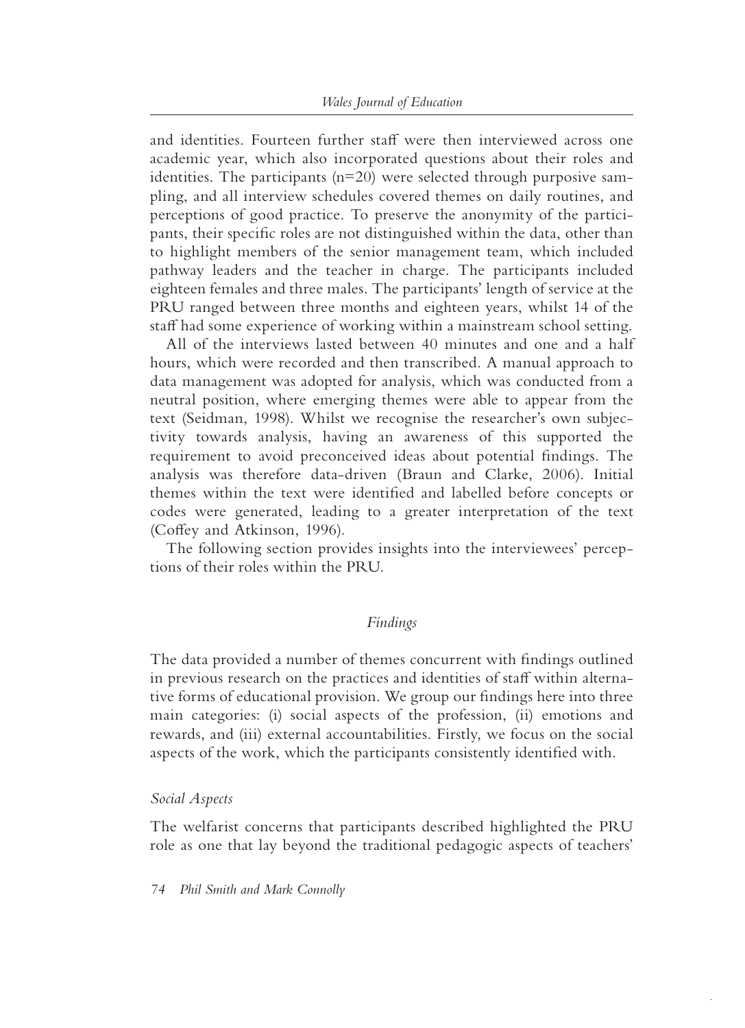and identities. Fourteen further staff were then interviewed across one academic year, which also incorporated questions about their roles and identities. The participants (n=20) were selected through purposive sampling, and all interview schedules covered themes on daily routines, and perceptions of good practice. To preserve the anonymity of the participants, their specific roles are not distinguished within the data, other than to highlight members of the senior management team, which included pathway leaders and the teacher in charge. The participants included eighteen females and three males. The participants' length of service at the PRU ranged between three months and eighteen years, whilst 14 of the staff had some experience of working within a mainstream school setting.

All of the interviews lasted between 40 minutes and one and a half hours, which were recorded and then transcribed. A manual approach to data management was adopted for analysis, which was conducted from a neutral position, where emerging themes were able to appear from the text (Seidman, 1998). Whilst we recognise the researcher's own subjectivity towards analysis, having an awareness of this supported the requirement to avoid preconceived ideas about potential findings. The analysis was therefore data-driven (Braun and Clarke, 2006). Initial themes within the text were identified and labelled before concepts or codes were generated, leading to a greater interpretation of the text (Coffey and Atkinson, 1996).

The following section provides insights into the interviewees' perceptions of their roles within the PRU.

## *Findings*

The data provided a number of themes concurrent with findings outlined in previous research on the practices and identities of staff within alternative forms of educational provision. We group our findings here into three main categories: (i) social aspects of the profession, (ii) emotions and rewards, and (iii) external accountabilities. Firstly, we focus on the social aspects of the work, which the participants consistently identified with.

### *Social Aspects*

The welfarist concerns that participants described highlighted the PRU role as one that lay beyond the traditional pedagogic aspects of teachers'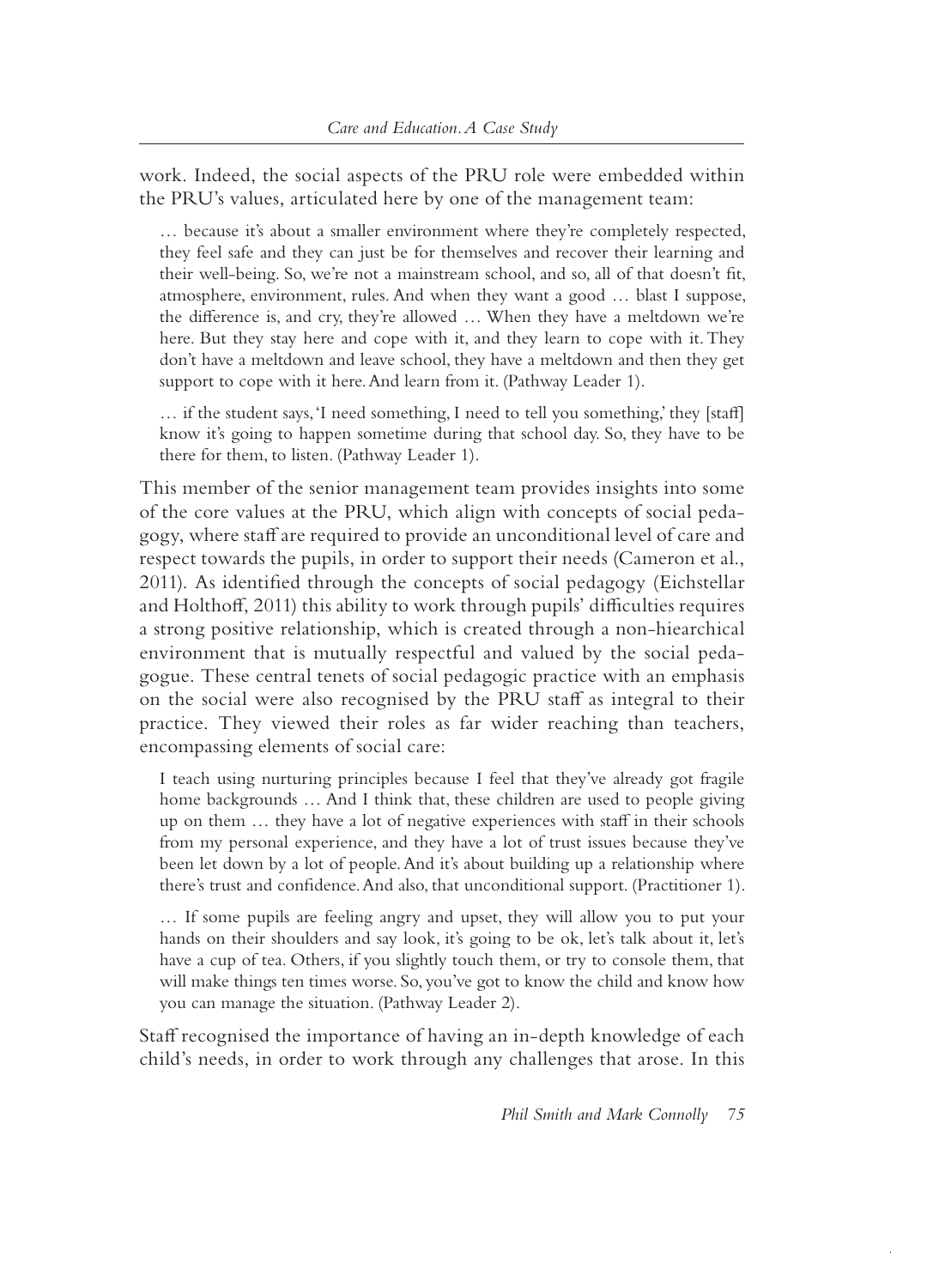work. Indeed, the social aspects of the PRU role were embedded within the PRU's values, articulated here by one of the management team:

> … because it's about a smaller environment where they're completely respected, they feel safe and they can just be for themselves and recover their learning and their well-being. So, we're not a mainstream school, and so, all of that doesn't fit, atmosphere, environment, rules. And when they want a good … blast I suppose, the difference is, and cry, they're allowed … When they have a meltdown we're here. But they stay here and cope with it, and they learn to cope with it. They don't have a meltdown and leave school, they have a meltdown and then they get support to cope with it here. And learn from it. (Pathway Leader 1).

> … if the student says, 'I need something, I need to tell you something,' they [staff] know it's going to happen sometime during that school day. So, they have to be there for them, to listen. (Pathway Leader 1).

This member of the senior management team provides insights into some of the core values at the PRU, which align with concepts of social pedagogy, where staff are required to provide an unconditional level of care and respect towards the pupils, in order to support their needs (Cameron et al., 2011). As identified through the concepts of social pedagogy (Eichstellar and Holthoff, 2011) this ability to work through pupils' difficulties requires a strong positive relationship, which is created through a non-hiearchical environment that is mutually respectful and valued by the social pedagogue. These central tenets of social pedagogic practice with an emphasis on the social were also recognised by the PRU staff as integral to their practice. They viewed their roles as far wider reaching than teachers, encompassing elements of social care:

> I teach using nurturing principles because I feel that they've already got fragile home backgrounds … And I think that, these children are used to people giving up on them … they have a lot of negative experiences with staff in their schools from my personal experience, and they have a lot of trust issues because they've been let down by a lot of people. And it's about building up a relationship where there's trust and confidence. And also, that unconditional support. (Practitioner 1).

> … If some pupils are feeling angry and upset, they will allow you to put your hands on their shoulders and say look, it's going to be ok, let's talk about it, let's have a cup of tea. Others, if you slightly touch them, or try to console them, that will make things ten times worse. So, you've got to know the child and know how you can manage the situation. (Pathway Leader 2).

Staff recognised the importance of having an in-depth knowledge of each child's needs, in order to work through any challenges that arose. In this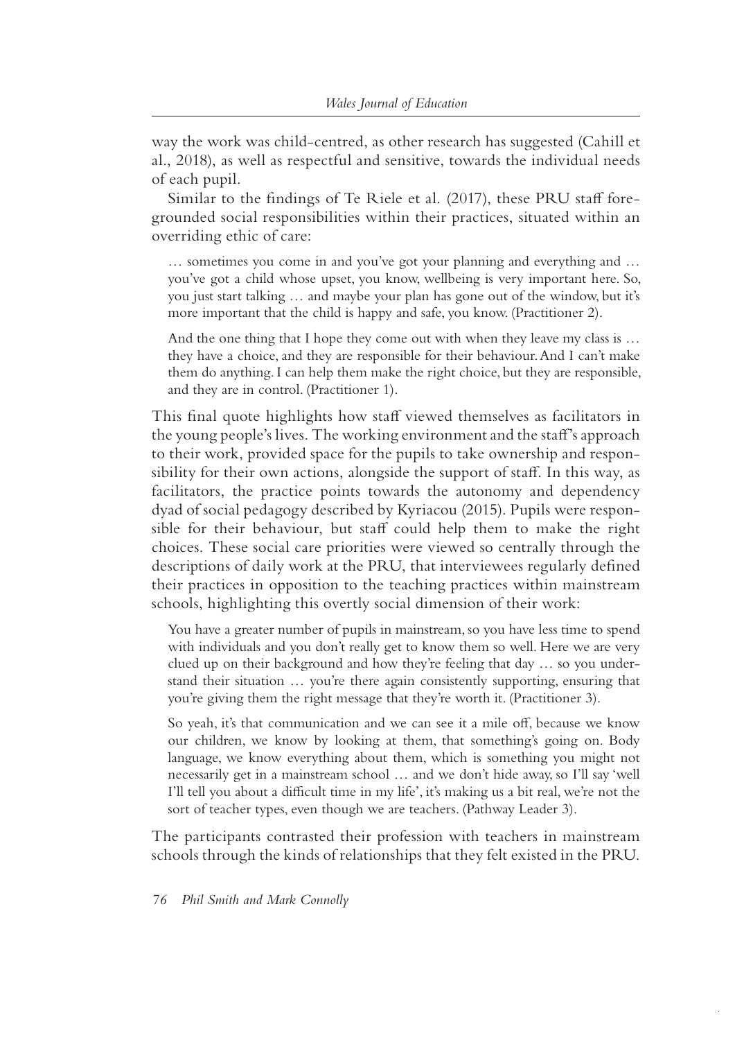way the work was child-centred, as other research has suggested (Cahill et al., 2018), as well as respectful and sensitive, towards the individual needs of each pupil.

Similar to the findings of Te Riele et al. (2017), these PRU staff foregrounded social responsibilities within their practices, situated within an overriding ethic of care:

> … sometimes you come in and you've got your planning and everything and … you've got a child whose upset, you know, wellbeing is very important here. So, you just start talking … and maybe your plan has gone out of the window, but it's more important that the child is happy and safe, you know. (Practitioner 2).

> And the one thing that I hope they come out with when they leave my class is … they have a choice, and they are responsible for their behaviour. And I can't make them do anything. I can help them make the right choice, but they are responsible, and they are in control. (Practitioner 1).

This final quote highlights how staff viewed themselves as facilitators in the young people's lives. The working environment and the staff's approach to their work, provided space for the pupils to take ownership and responsibility for their own actions, alongside the support of staff. In this way, as facilitators, the practice points towards the autonomy and dependency dyad of social pedagogy described by Kyriacou (2015). Pupils were responsible for their behaviour, but staff could help them to make the right choices. These social care priorities were viewed so centrally through the descriptions of daily work at the PRU, that interviewees regularly defined their practices in opposition to the teaching practices within mainstream schools, highlighting this overtly social dimension of their work:

> You have a greater number of pupils in mainstream, so you have less time to spend with individuals and you don't really get to know them so well. Here we are very clued up on their background and how they're feeling that day … so you understand their situation … you're there again consistently supporting, ensuring that you're giving them the right message that they're worth it. (Practitioner 3).

> So yeah, it's that communication and we can see it a mile off, because we know our children, we know by looking at them, that something's going on. Body language, we know everything about them, which is something you might not necessarily get in a mainstream school … and we don't hide away, so I'll say 'well I'll tell you about a difficult time in my life', it's making us a bit real, we're not the sort of teacher types, even though we are teachers. (Pathway Leader 3).

The participants contrasted their profession with teachers in mainstream schools through the kinds of relationships that they felt existed in the PRU.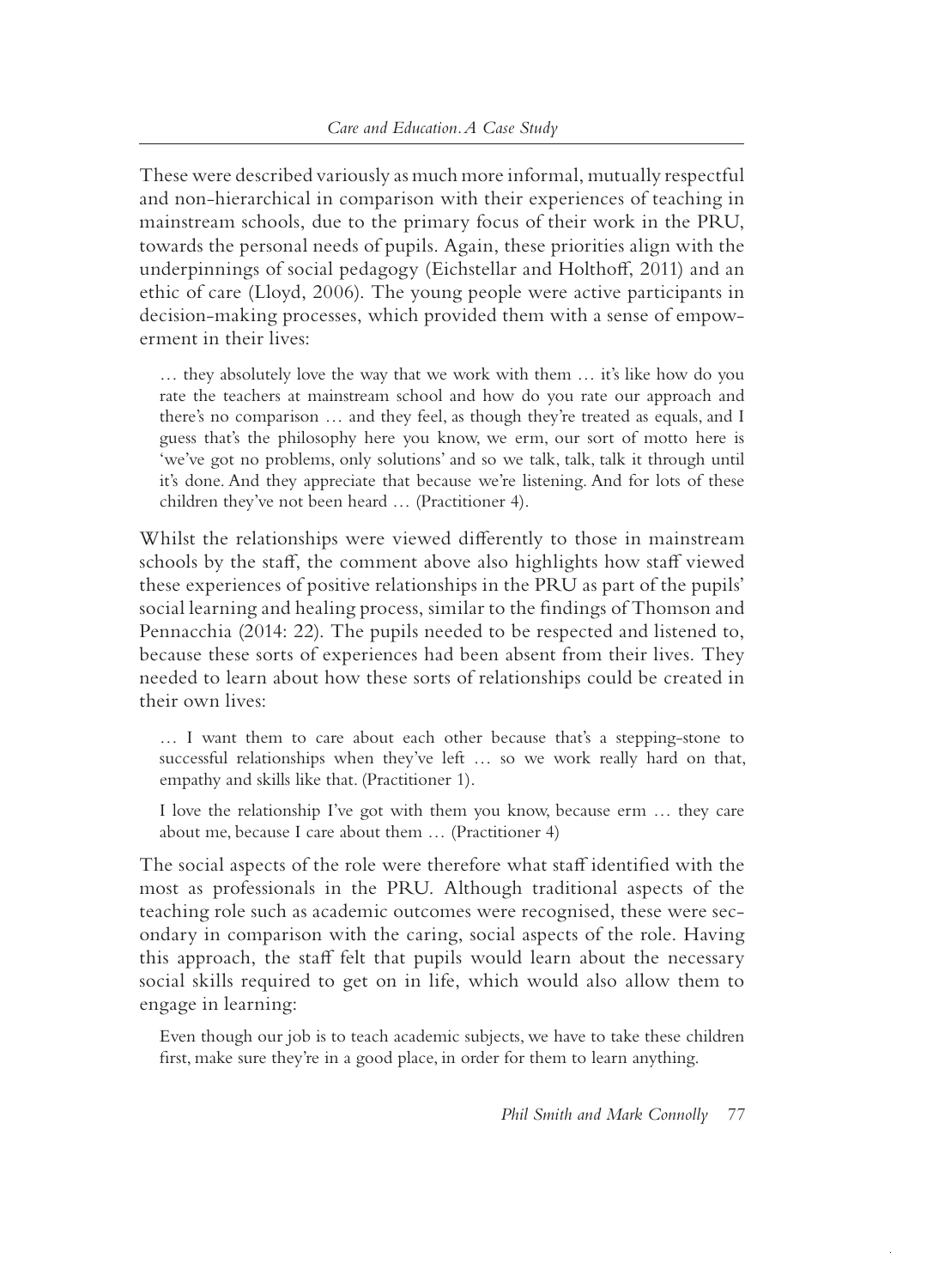These were described variously as much more informal, mutually respectful and non-hierarchical in comparison with their experiences of teaching in mainstream schools, due to the primary focus of their work in the PRU, towards the personal needs of pupils. Again, these priorities align with the underpinnings of social pedagogy (Eichstellar and Holthoff, 2011) and an ethic of care (Lloyd, 2006). The young people were active participants in decision-making processes, which provided them with a sense of empowerment in their lives:

> … they absolutely love the way that we work with them … it's like how do you rate the teachers at mainstream school and how do you rate our approach and there's no comparison … and they feel, as though they're treated as equals, and I guess that's the philosophy here you know, we erm, our sort of motto here is 'we've got no problems, only solutions' and so we talk, talk, talk it through until it's done. And they appreciate that because we're listening. And for lots of these children they've not been heard … (Practitioner 4).

Whilst the relationships were viewed differently to those in mainstream schools by the staff, the comment above also highlights how staff viewed these experiences of positive relationships in the PRU as part of the pupils' social learning and healing process, similar to the findings of Thomson and Pennacchia (2014: 22). The pupils needed to be respected and listened to, because these sorts of experiences had been absent from their lives. They needed to learn about how these sorts of relationships could be created in their own lives:

> … I want them to care about each other because that's a stepping-stone to successful relationships when they've left … so we work really hard on that, empathy and skills like that. (Practitioner 1).

> I love the relationship I've got with them you know, because erm … they care about me, because I care about them … (Practitioner 4)

The social aspects of the role were therefore what staff identified with the most as professionals in the PRU. Although traditional aspects of the teaching role such as academic outcomes were recognised, these were secondary in comparison with the caring, social aspects of the role. Having this approach, the staff felt that pupils would learn about the necessary social skills required to get on in life, which would also allow them to engage in learning:

> Even though our job is to teach academic subjects, we have to take these children first, make sure they're in a good place, in order for them to learn anything.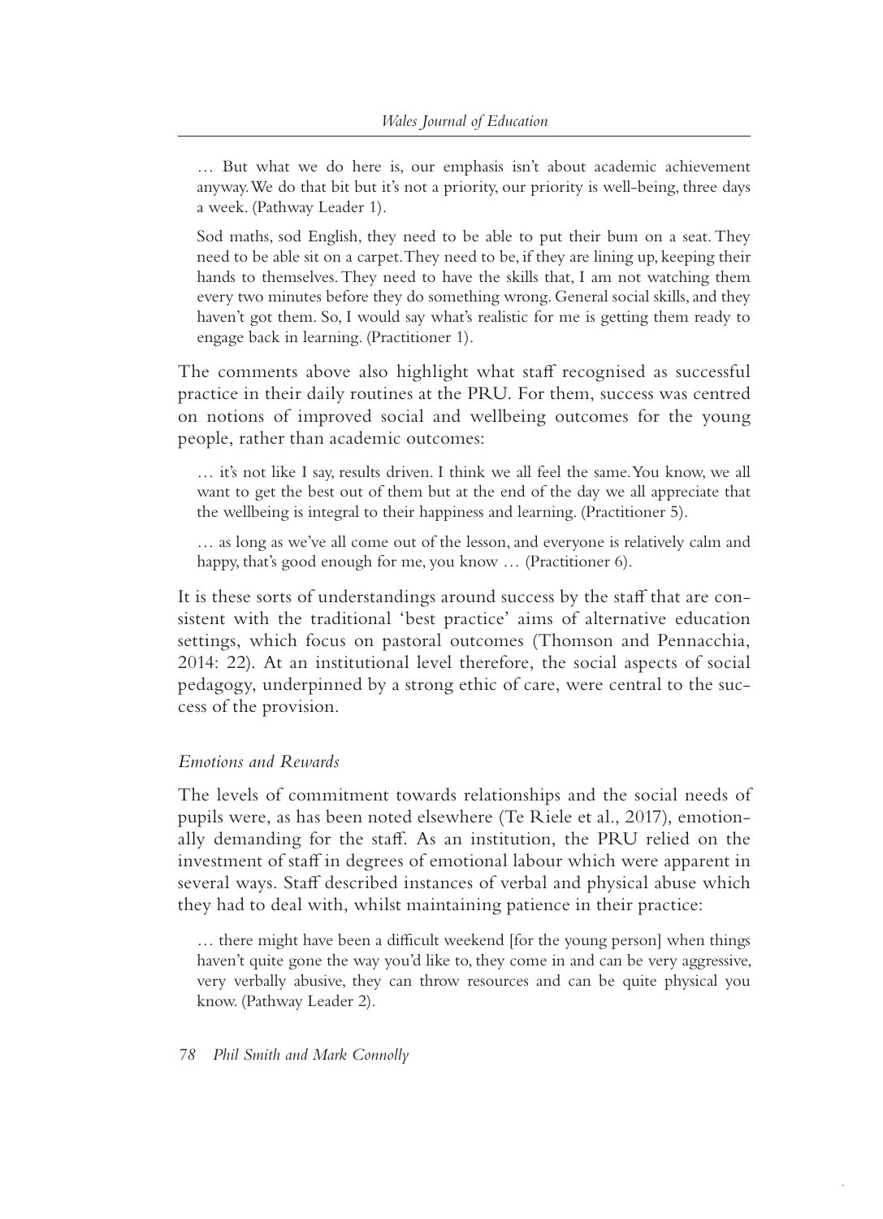> … But what we do here is, our emphasis isn't about academic achievement anyway. We do that bit but it's not a priority, our priority is well-being, three days a week. (Pathway Leader 1).

> Sod maths, sod English, they need to be able to put their bum on a seat. They need to be able sit on a carpet. They need to be, if they are lining up, keeping their hands to themselves. They need to have the skills that, I am not watching them every two minutes before they do something wrong. General social skills, and they haven't got them. So, I would say what's realistic for me is getting them ready to engage back in learning. (Practitioner 1).

The comments above also highlight what staff recognised as successful practice in their daily routines at the PRU. For them, success was centred on notions of improved social and wellbeing outcomes for the young people, rather than academic outcomes:

> … it's not like I say, results driven. I think we all feel the same. You know, we all want to get the best out of them but at the end of the day we all appreciate that the wellbeing is integral to their happiness and learning. (Practitioner 5).

> … as long as we've all come out of the lesson, and everyone is relatively calm and happy, that's good enough for me, you know … (Practitioner 6).

It is these sorts of understandings around success by the staff that are consistent with the traditional 'best practice' aims of alternative education settings, which focus on pastoral outcomes (Thomson and Pennacchia, 2014: 22). At an institutional level therefore, the social aspects of social pedagogy, underpinned by a strong ethic of care, were central to the success of the provision.

### *Emotions and Rewards*

The levels of commitment towards relationships and the social needs of pupils were, as has been noted elsewhere (Te Riele et al., 2017), emotionally demanding for the staff. As an institution, the PRU relied on the investment of staff in degrees of emotional labour which were apparent in several ways. Staff described instances of verbal and physical abuse which they had to deal with, whilst maintaining patience in their practice:

> … there might have been a difficult weekend [for the young person] when things haven't quite gone the way you'd like to, they come in and can be very aggressive, very verbally abusive, they can throw resources and can be quite physical you know. (Pathway Leader 2).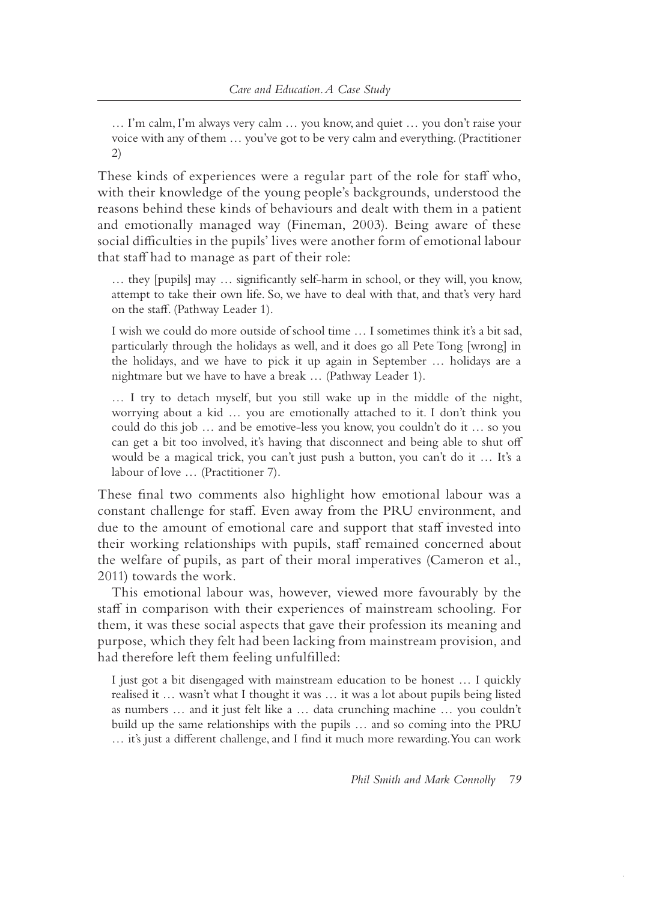> … I'm calm, I'm always very calm … you know, and quiet … you don't raise your voice with any of them … you've got to be very calm and everything. (Practitioner 2)

These kinds of experiences were a regular part of the role for staff who, with their knowledge of the young people's backgrounds, understood the reasons behind these kinds of behaviours and dealt with them in a patient and emotionally managed way (Fineman, 2003). Being aware of these social difficulties in the pupils' lives were another form of emotional labour that staff had to manage as part of their role:

> … they [pupils] may … significantly self-harm in school, or they will, you know, attempt to take their own life. So, we have to deal with that, and that's very hard on the staff. (Pathway Leader 1).

> I wish we could do more outside of school time … I sometimes think it's a bit sad, particularly through the holidays as well, and it does go all Pete Tong [wrong] in the holidays, and we have to pick it up again in September … holidays are a nightmare but we have to have a break … (Pathway Leader 1).

> … I try to detach myself, but you still wake up in the middle of the night, worrying about a kid … you are emotionally attached to it. I don't think you could do this job … and be emotive-less you know, you couldn't do it … so you can get a bit too involved, it's having that disconnect and being able to shut off would be a magical trick, you can't just push a button, you can't do it … It's a labour of love … (Practitioner 7).

These final two comments also highlight how emotional labour was a constant challenge for staff. Even away from the PRU environment, and due to the amount of emotional care and support that staff invested into their working relationships with pupils, staff remained concerned about the welfare of pupils, as part of their moral imperatives (Cameron et al., 2011) towards the work.

This emotional labour was, however, viewed more favourably by the staff in comparison with their experiences of mainstream schooling. For them, it was these social aspects that gave their profession its meaning and purpose, which they felt had been lacking from mainstream provision, and had therefore left them feeling unfulfilled:

> I just got a bit disengaged with mainstream education to be honest … I quickly realised it … wasn't what I thought it was … it was a lot about pupils being listed as numbers … and it just felt like a … data crunching machine … you couldn't build up the same relationships with the pupils … and so coming into the PRU … it's just a different challenge, and I find it much more rewarding. You can work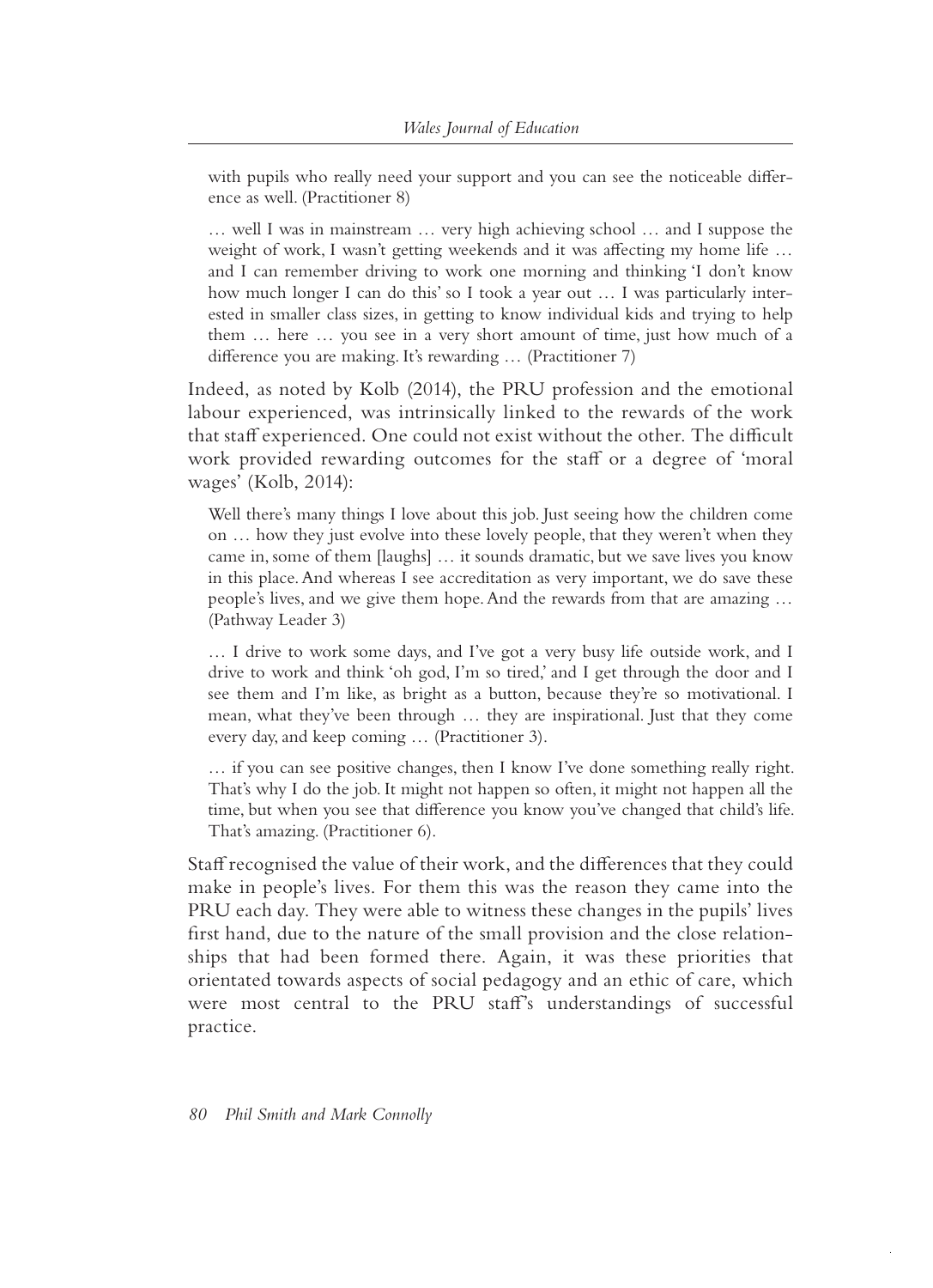> with pupils who really need your support and you can see the noticeable difference as well. (Practitioner 8)

> … well I was in mainstream … very high achieving school … and I suppose the weight of work, I wasn't getting weekends and it was affecting my home life … and I can remember driving to work one morning and thinking 'I don't know how much longer I can do this' so I took a year out … I was particularly interested in smaller class sizes, in getting to know individual kids and trying to help them … here … you see in a very short amount of time, just how much of a difference you are making. It's rewarding … (Practitioner 7)

Indeed, as noted by Kolb (2014), the PRU profession and the emotional labour experienced, was intrinsically linked to the rewards of the work that staff experienced. One could not exist without the other. The difficult work provided rewarding outcomes for the staff or a degree of 'moral wages' (Kolb, 2014):

> Well there's many things I love about this job. Just seeing how the children come on … how they just evolve into these lovely people, that they weren't when they came in, some of them [laughs] … it sounds dramatic, but we save lives you know in this place. And whereas I see accreditation as very important, we do save these people's lives, and we give them hope. And the rewards from that are amazing … (Pathway Leader 3)

> … I drive to work some days, and I've got a very busy life outside work, and I drive to work and think 'oh god, I'm so tired,' and I get through the door and I see them and I'm like, as bright as a button, because they're so motivational. I mean, what they've been through … they are inspirational. Just that they come every day, and keep coming … (Practitioner 3).

> … if you can see positive changes, then I know I've done something really right. That's why I do the job. It might not happen so often, it might not happen all the time, but when you see that difference you know you've changed that child's life. That's amazing. (Practitioner 6).

Staff recognised the value of their work, and the differences that they could make in people's lives. For them this was the reason they came into the PRU each day. They were able to witness these changes in the pupils' lives first hand, due to the nature of the small provision and the close relationships that had been formed there. Again, it was these priorities that orientated towards aspects of social pedagogy and an ethic of care, which were most central to the PRU staff's understandings of successful practice.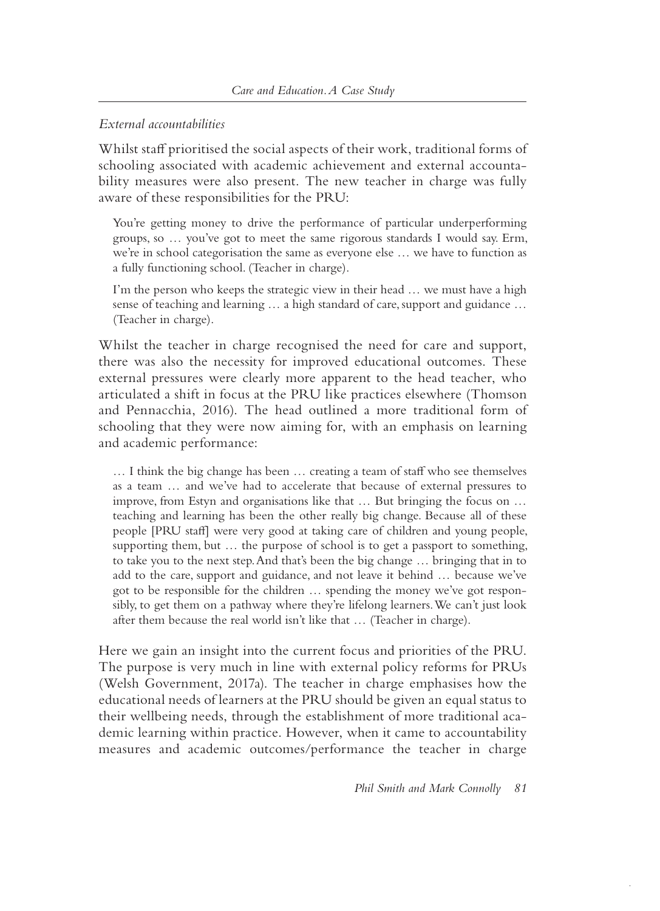*External accountabilities*

Whilst staff prioritised the social aspects of their work, traditional forms of schooling associated with academic achievement and external accountability measures were also present. The new teacher in charge was fully aware of these responsibilities for the PRU:

> You're getting money to drive the performance of particular underperforming groups, so … you've got to meet the same rigorous standards I would say. Erm, we're in school categorisation the same as everyone else … we have to function as a fully functioning school. (Teacher in charge).

> I'm the person who keeps the strategic view in their head … we must have a high sense of teaching and learning … a high standard of care, support and guidance … (Teacher in charge).

Whilst the teacher in charge recognised the need for care and support, there was also the necessity for improved educational outcomes. These external pressures were clearly more apparent to the head teacher, who articulated a shift in focus at the PRU like practices elsewhere (Thomson and Pennacchia, 2016). The head outlined a more traditional form of schooling that they were now aiming for, with an emphasis on learning and academic performance:

> … I think the big change has been … creating a team of staff who see themselves as a team … and we've had to accelerate that because of external pressures to improve, from Estyn and organisations like that … But bringing the focus on … teaching and learning has been the other really big change. Because all of these people [PRU staff] were very good at taking care of children and young people, supporting them, but … the purpose of school is to get a passport to something, to take you to the next step. And that's been the big change … bringing that in to add to the care, support and guidance, and not leave it behind … because we've got to be responsible for the children … spending the money we've got responsibly, to get them on a pathway where they're lifelong learners. We can't just look after them because the real world isn't like that … (Teacher in charge).

Here we gain an insight into the current focus and priorities of the PRU. The purpose is very much in line with external policy reforms for PRUs (Welsh Government, 2017a). The teacher in charge emphasises how the educational needs of learners at the PRU should be given an equal status to their wellbeing needs, through the establishment of more traditional academic learning within practice. However, when it came to accountability measures and academic outcomes/performance the teacher in charge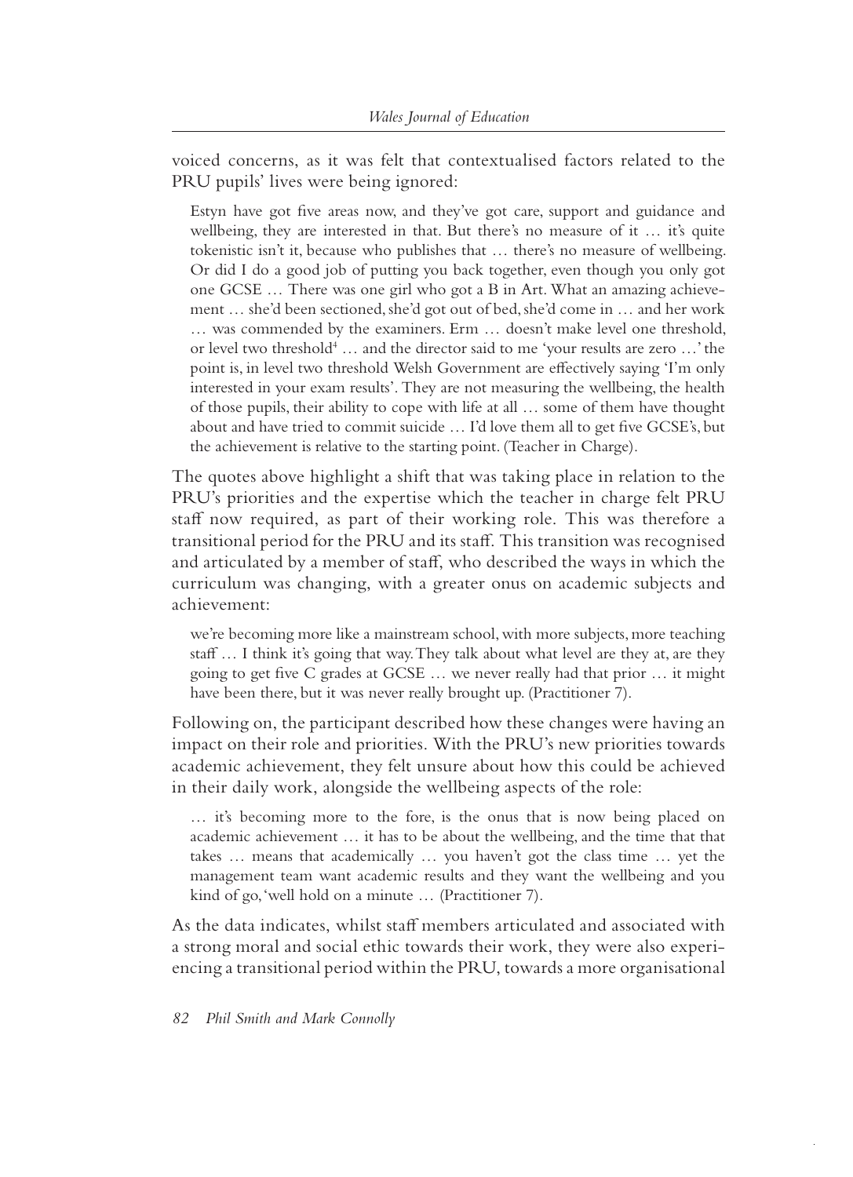voiced concerns, as it was felt that contextualised factors related to the PRU pupils' lives were being ignored:

> Estyn have got five areas now, and they've got care, support and guidance and wellbeing, they are interested in that. But there's no measure of it … it's quite tokenistic isn't it, because who publishes that … there's no measure of wellbeing. Or did I do a good job of putting you back together, even though you only got one GCSE … There was one girl who got a B in Art. What an amazing achievement … she'd been sectioned, she'd got out of bed, she'd come in … and her work … was commended by the examiners. Erm … doesn't make level one threshold, or level two threshold[4] … and the director said to me 'your results are zero …' the point is, in level two threshold Welsh Government are effectively saying 'I'm only interested in your exam results'. They are not measuring the wellbeing, the health of those pupils, their ability to cope with life at all … some of them have thought about and have tried to commit suicide … I'd love them all to get five GCSE's, but the achievement is relative to the starting point. (Teacher in Charge).

The quotes above highlight a shift that was taking place in relation to the PRU's priorities and the expertise which the teacher in charge felt PRU staff now required, as part of their working role. This was therefore a transitional period for the PRU and its staff. This transition was recognised and articulated by a member of staff, who described the ways in which the curriculum was changing, with a greater onus on academic subjects and achievement:

> we're becoming more like a mainstream school, with more subjects, more teaching staff … I think it's going that way. They talk about what level are they at, are they going to get five C grades at GCSE … we never really had that prior … it might have been there, but it was never really brought up. (Practitioner 7).

Following on, the participant described how these changes were having an impact on their role and priorities. With the PRU's new priorities towards academic achievement, they felt unsure about how this could be achieved in their daily work, alongside the wellbeing aspects of the role:

> … it's becoming more to the fore, is the onus that is now being placed on academic achievement … it has to be about the wellbeing, and the time that that takes … means that academically … you haven't got the class time … yet the management team want academic results and they want the wellbeing and you kind of go, 'well hold on a minute … (Practitioner 7).

As the data indicates, whilst staff members articulated and associated with a strong moral and social ethic towards their work, they were also experiencing a transitional period within the PRU, towards a more organisational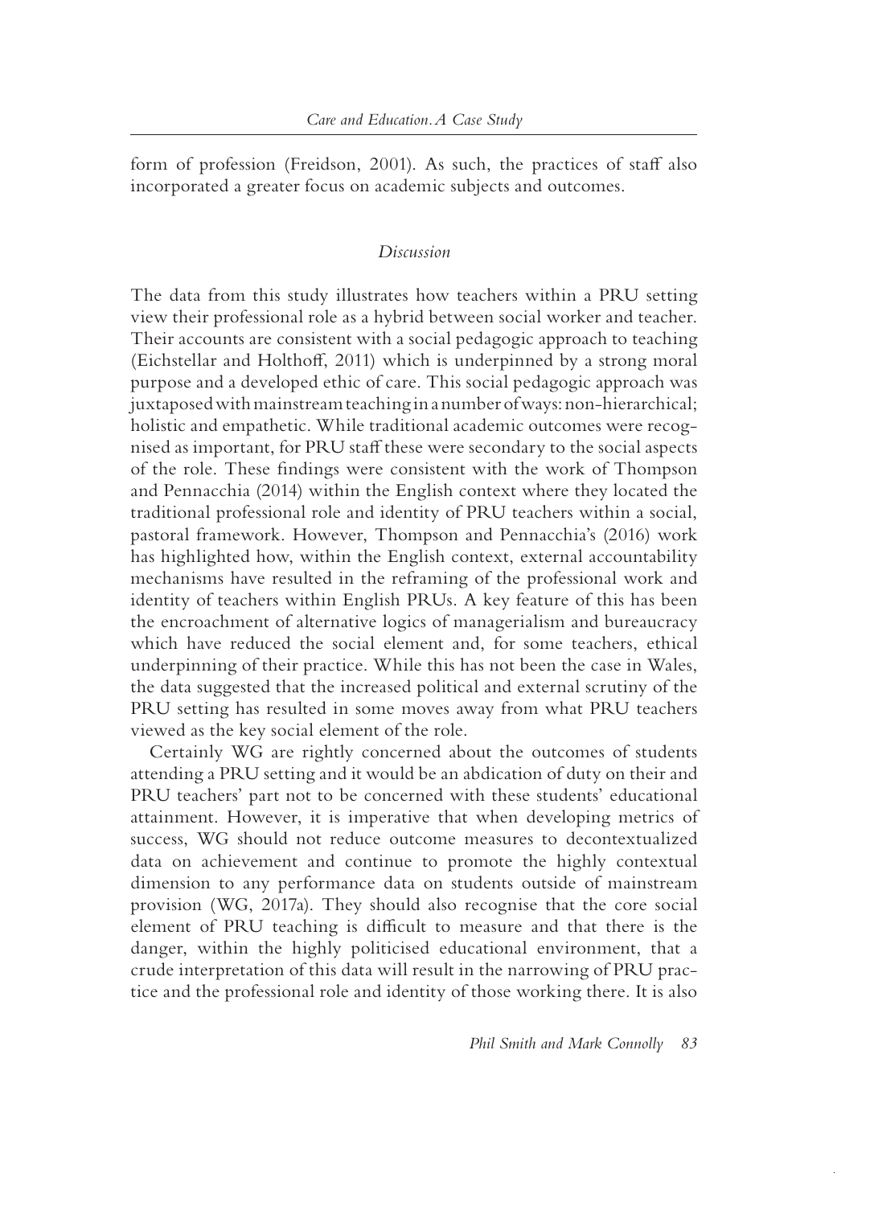form of profession (Freidson, 2001). As such, the practices of staff also incorporated a greater focus on academic subjects and outcomes.

## *Discussion*

The data from this study illustrates how teachers within a PRU setting view their professional role as a hybrid between social worker and teacher. Their accounts are consistent with a social pedagogic approach to teaching (Eichstellar and Holthoff, 2011) which is underpinned by a strong moral purpose and a developed ethic of care. This social pedagogic approach was juxtaposed with mainstream teaching in a number of ways: non-hierarchical; holistic and empathetic. While traditional academic outcomes were recognised as important, for PRU staff these were secondary to the social aspects of the role. These findings were consistent with the work of Thompson and Pennacchia (2014) within the English context where they located the traditional professional role and identity of PRU teachers within a social, pastoral framework. However, Thompson and Pennacchia's (2016) work has highlighted how, within the English context, external accountability mechanisms have resulted in the reframing of the professional work and identity of teachers within English PRUs. A key feature of this has been the encroachment of alternative logics of managerialism and bureaucracy which have reduced the social element and, for some teachers, ethical underpinning of their practice. While this has not been the case in Wales, the data suggested that the increased political and external scrutiny of the PRU setting has resulted in some moves away from what PRU teachers viewed as the key social element of the role.

Certainly WG are rightly concerned about the outcomes of students attending a PRU setting and it would be an abdication of duty on their and PRU teachers' part not to be concerned with these students' educational attainment. However, it is imperative that when developing metrics of success, WG should not reduce outcome measures to decontextualized data on achievement and continue to promote the highly contextual dimension to any performance data on students outside of mainstream provision (WG, 2017a). They should also recognise that the core social element of PRU teaching is difficult to measure and that there is the danger, within the highly politicised educational environment, that a crude interpretation of this data will result in the narrowing of PRU practice and the professional role and identity of those working there. It is also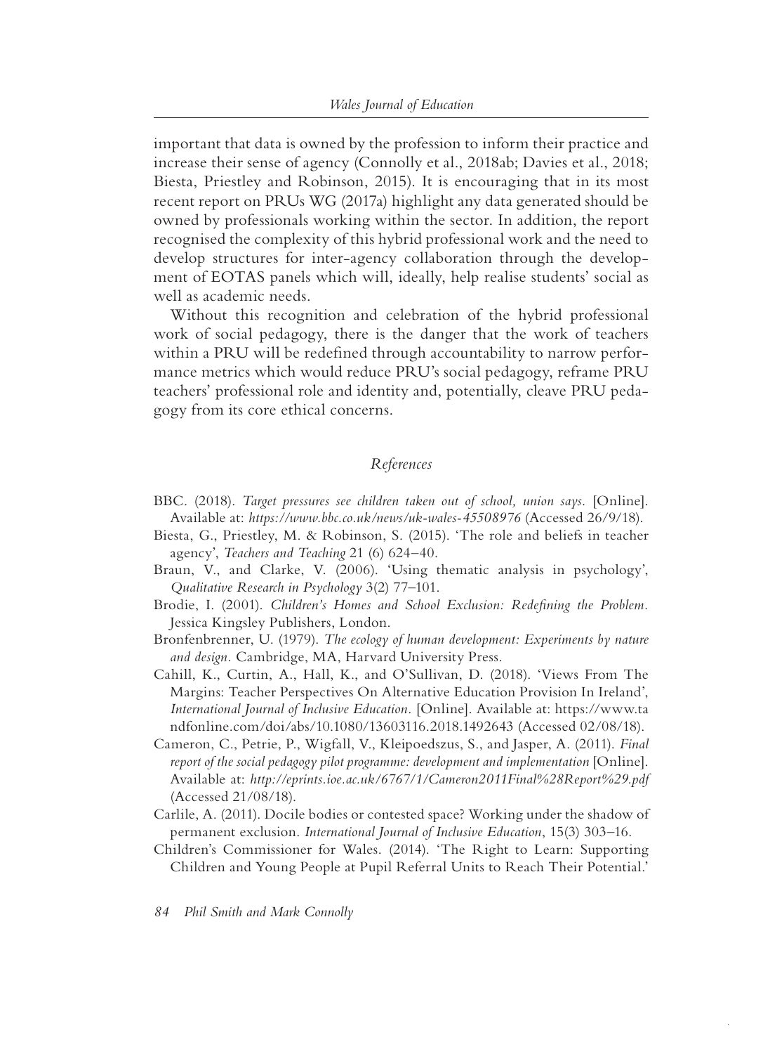important that data is owned by the profession to inform their practice and increase their sense of agency (Connolly et al., 2018ab; Davies et al., 2018; Biesta, Priestley and Robinson, 2015). It is encouraging that in its most recent report on PRUs WG (2017a) highlight any data generated should be owned by professionals working within the sector. In addition, the report recognised the complexity of this hybrid professional work and the need to develop structures for inter-agency collaboration through the development of EOTAS panels which will, ideally, help realise students' social as well as academic needs.

Without this recognition and celebration of the hybrid professional work of social pedagogy, there is the danger that the work of teachers within a PRU will be redefined through accountability to narrow performance metrics which would reduce PRU's social pedagogy, reframe PRU teachers' professional role and identity and, potentially, cleave PRU pedagogy from its core ethical concerns.

## *References*

BBC. (2018). *Target pressures see children taken out of school, union says.* [Online]. Available at: *https://www.bbc.co.uk/news/uk-wales-45508976* (Accessed 26/9/18).

Biesta, G., Priestley, M. & Robinson, S. (2015). 'The role and beliefs in teacher agency', *Teachers and Teaching* 21 (6) 624–40.

Braun, V., and Clarke, V. (2006). 'Using thematic analysis in psychology', *Qualitative Research in Psychology* 3(2) 77–101.

Brodie, I. (2001). *Children's Homes and School Exclusion: Redefining the Problem.* Jessica Kingsley Publishers, London.

Bronfenbrenner, U. (1979). *The ecology of human development: Experiments by nature and design.* Cambridge, MA, Harvard University Press.

Cahill, K., Curtin, A., Hall, K., and O'Sullivan, D. (2018). 'Views From The Margins: Teacher Perspectives On Alternative Education Provision In Ireland', *International Journal of Inclusive Education.* [Online]. Available at: https://www.tandfonline.com/doi/abs/10.1080/13603116.2018.1492643 (Accessed 02/08/18).

Cameron, C., Petrie, P., Wigfall, V., Kleipoedszus, S., and Jasper, A. (2011). *Final report of the social pedagogy pilot programme: development and implementation* [Online]. Available at: *http://eprints.ioe.ac.uk/6767/1/Cameron2011Final%28Report%29.pdf* (Accessed 21/08/18).

Carlile, A. (2011). Docile bodies or contested space? Working under the shadow of permanent exclusion. *International Journal of Inclusive Education*, 15(3) 303–16.

Children's Commissioner for Wales. (2014). 'The Right to Learn: Supporting Children and Young People at Pupil Referral Units to Reach Their Potential.'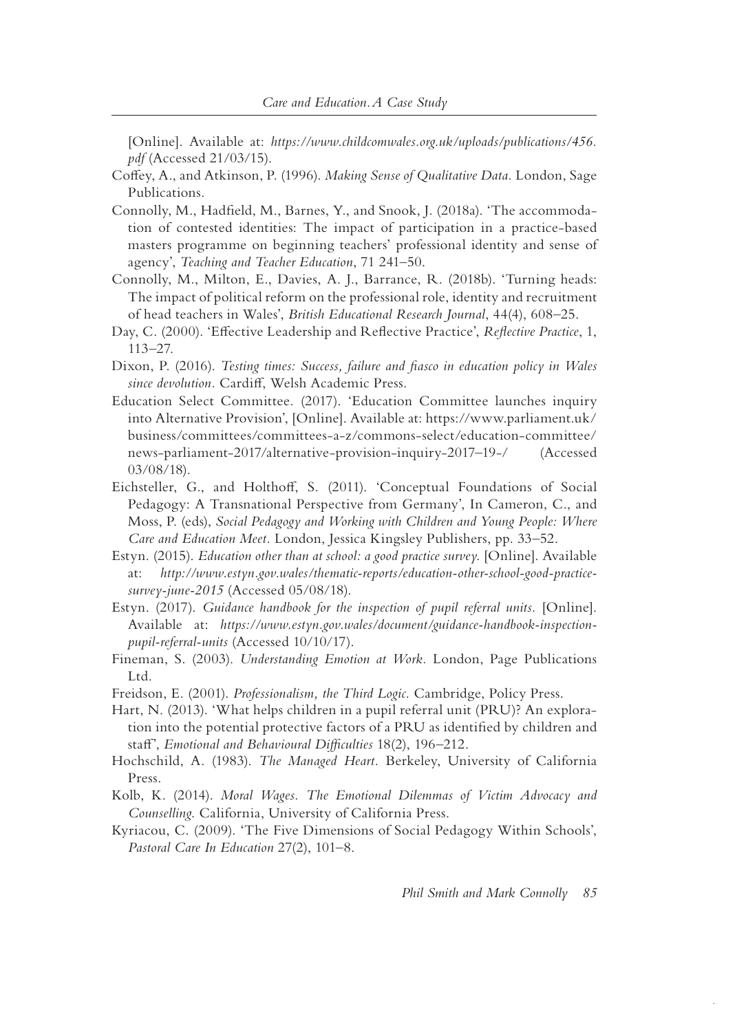[Online]. Available at: *https://www.childcomwales.org.uk/uploads/publications/456.pdf* (Accessed 21/03/15).

Coffey, A., and Atkinson, P. (1996). *Making Sense of Qualitative Data.* London, Sage Publications.

Connolly, M., Hadfield, M., Barnes, Y., and Snook, J. (2018a). 'The accommodation of contested identities: The impact of participation in a practice-based masters programme on beginning teachers' professional identity and sense of agency', *Teaching and Teacher Education*, 71 241–50.

Connolly, M., Milton, E., Davies, A. J., Barrance, R. (2018b). 'Turning heads: The impact of political reform on the professional role, identity and recruitment of head teachers in Wales', *British Educational Research Journal*, 44(4), 608–25.

Day, C. (2000). 'Effective Leadership and Reflective Practice', *Reflective Practice*, 1, 113–27.

Dixon, P. (2016). *Testing times: Success, failure and fiasco in education policy in Wales since devolution.* Cardiff, Welsh Academic Press.

Education Select Committee. (2017). 'Education Committee launches inquiry into Alternative Provision', [Online]. Available at: https://www.parliament.uk/business/committees/committees-a-z/commons-select/education-committee/news-parliament-2017/alternative-provision-inquiry-2017–19-/ (Accessed 03/08/18).

Eichsteller, G., and Holthoff, S. (2011). 'Conceptual Foundations of Social Pedagogy: A Transnational Perspective from Germany', In Cameron, C., and Moss, P. (eds), *Social Pedagogy and Working with Children and Young People: Where Care and Education Meet.* London, Jessica Kingsley Publishers, pp. 33–52.

Estyn. (2015). *Education other than at school: a good practice survey.* [Online]. Available at: *http://www.estyn.gov.wales/thematic-reports/education-other-school-good-practice-survey-june-2015* (Accessed 05/08/18).

Estyn. (2017). *Guidance handbook for the inspection of pupil referral units.* [Online]. Available at: *https://www.estyn.gov.wales/document/guidance-handbook-inspection-pupil-referral-units* (Accessed 10/10/17).

Fineman, S. (2003). *Understanding Emotion at Work.* London, Page Publications Ltd.

Freidson, E. (2001). *Professionalism, the Third Logic.* Cambridge, Policy Press.

Hart, N. (2013). 'What helps children in a pupil referral unit (PRU)? An exploration into the potential protective factors of a PRU as identified by children and staff', *Emotional and Behavioural Difficulties* 18(2), 196–212.

Hochschild, A. (1983). *The Managed Heart.* Berkeley, University of California Press.

Kolb, K. (2014). *Moral Wages. The Emotional Dilemmas of Victim Advocacy and Counselling.* California, University of California Press.

Kyriacou, C. (2009). 'The Five Dimensions of Social Pedagogy Within Schools', *Pastoral Care In Education* 27(2), 101–8.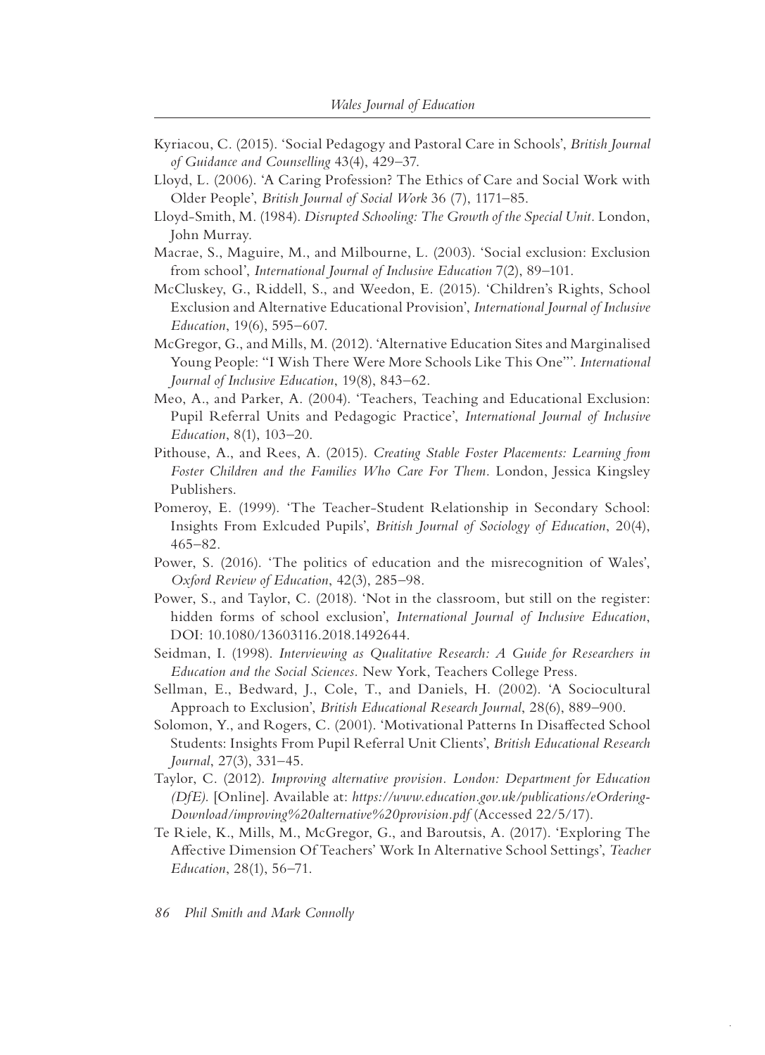Kyriacou, C. (2015). 'Social Pedagogy and Pastoral Care in Schools', *British Journal of Guidance and Counselling* 43(4), 429–37.

Lloyd, L. (2006). 'A Caring Profession? The Ethics of Care and Social Work with Older People', *British Journal of Social Work* 36 (7), 1171–85.

Lloyd-Smith, M. (1984). *Disrupted Schooling: The Growth of the Special Unit*. London, John Murray.

Macrae, S., Maguire, M., and Milbourne, L. (2003). 'Social exclusion: Exclusion from school', *International Journal of Inclusive Education* 7(2), 89–101.

McCluskey, G., Riddell, S., and Weedon, E. (2015). 'Children's Rights, School Exclusion and Alternative Educational Provision', *International Journal of Inclusive Education*, 19(6), 595–607.

McGregor, G., and Mills, M. (2012). 'Alternative Education Sites and Marginalised Young People: "I Wish There Were More Schools Like This One"'. *International Journal of Inclusive Education*, 19(8), 843–62.

Meo, A., and Parker, A. (2004). 'Teachers, Teaching and Educational Exclusion: Pupil Referral Units and Pedagogic Practice', *International Journal of Inclusive Education*, 8(1), 103–20.

Pithouse, A., and Rees, A. (2015). *Creating Stable Foster Placements: Learning from Foster Children and the Families Who Care For Them*. London, Jessica Kingsley Publishers.

Pomeroy, E. (1999). 'The Teacher-Student Relationship in Secondary School: Insights From Exlcuded Pupils', *British Journal of Sociology of Education*, 20(4), 465–82.

Power, S. (2016). 'The politics of education and the misrecognition of Wales', *Oxford Review of Education*, 42(3), 285–98.

Power, S., and Taylor, C. (2018). 'Not in the classroom, but still on the register: hidden forms of school exclusion', *International Journal of Inclusive Education*, DOI: 10.1080/13603116.2018.1492644.

Seidman, I. (1998). *Interviewing as Qualitative Research: A Guide for Researchers in Education and the Social Sciences*. New York, Teachers College Press.

Sellman, E., Bedward, J., Cole, T., and Daniels, H. (2002). 'A Sociocultural Approach to Exclusion', *British Educational Research Journal*, 28(6), 889–900.

Solomon, Y., and Rogers, C. (2001). 'Motivational Patterns In Disaffected School Students: Insights From Pupil Referral Unit Clients', *British Educational Research Journal*, 27(3), 331–45.

Taylor, C. (2012). *Improving alternative provision. London: Department for Education (DfE).* [Online]. Available at: *https://www.education.gov.uk/publications/eOrdering-Download/improving%20alternative%20provision.pdf* (Accessed 22/5/17).

Te Riele, K., Mills, M., McGregor, G., and Baroutsis, A. (2017). 'Exploring The Affective Dimension Of Teachers' Work In Alternative School Settings', *Teacher Education*, 28(1), 56–71.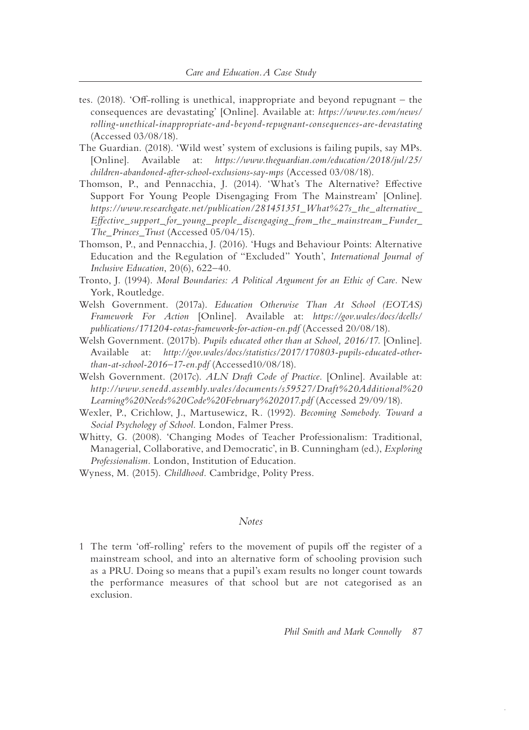tes. (2018). 'Off-rolling is unethical, inappropriate and beyond repugnant – the consequences are devastating' [Online]. Available at: *https://www.tes.com/news/rolling-unethical-and-inappropriate-and-beyond-repugnant-consequences-are-devastating* (Accessed 03/08/18).

The Guardian. (2018). 'Wild west' system of exclusions is failing pupils, say MPs. [Online]. Available at: *https://www.theguardian.com/education/2018/jul/25/children-abandoned-after-school-exclusions-say-mps* (Accessed 03/08/18).

Thomson, P., and Pennacchia, J. (2014). 'What's The Alternative? Effective Support For Young People Disengaging From The Mainstream' [Online]. *https://www.researchgate.net/publication/281451351_What%27s_the_alternative_Effective_support_for_young_people_disengaging_from_the_mainstream_Funder_The_Princes_Trust* (Accessed 05/04/15).

Thomson, P., and Pennacchia, J. (2016). 'Hugs and Behaviour Points: Alternative Education and the Regulation of "Excluded" Youth', *International Journal of Inclusive Education*, 20(6), 622–40.

Tronto, J. (1994). *Moral Boundaries: A Political Argument for an Ethic of Care*. New York, Routledge.

Welsh Government. (2017a). *Education Otherwise Than At School (EOTAS) Framework For Action* [Online]. Available at: *https://gov.wales/docs/dcells/publications/171204-eotas-framework-for-action-en.pdf* (Accessed 20/08/18).

Welsh Government. (2017b). *Pupils educated other than at School, 2016/17.* [Online]. Available at: *http://gov.wales/docs/statistics/2017/170803-pupils-educated-other-than-at-school-2016–17-en.pdf* (Accessed10/08/18).

Welsh Government. (2017c). *ALN Draft Code of Practice*. [Online]. Available at: *http://www.senedd.assembly.wales/documents/s59527/Draft%20Additional%20Learning%20Needs%20Code%20February%202017.pdf* (Accessed 29/09/18).

Wexler, P., Crichlow, J., Martusewicz, R. (1992). *Becoming Somebody. Toward a Social Psychology of School.* London, Falmer Press.

Whitty, G. (2008). 'Changing Modes of Teacher Professionalism: Traditional, Managerial, Collaborative, and Democratic', in B. Cunningham (ed.), *Exploring Professionalism*. London, Institution of Education.

Wyness, M. (2015). *Childhood*. Cambridge, Polity Press.

## *Notes*

1 The term 'off-rolling' refers to the movement of pupils off the register of a mainstream school, and into an alternative form of schooling provision such as a PRU. Doing so means that a pupil's exam results no longer count towards the performance measures of that school but are not categorised as an exclusion.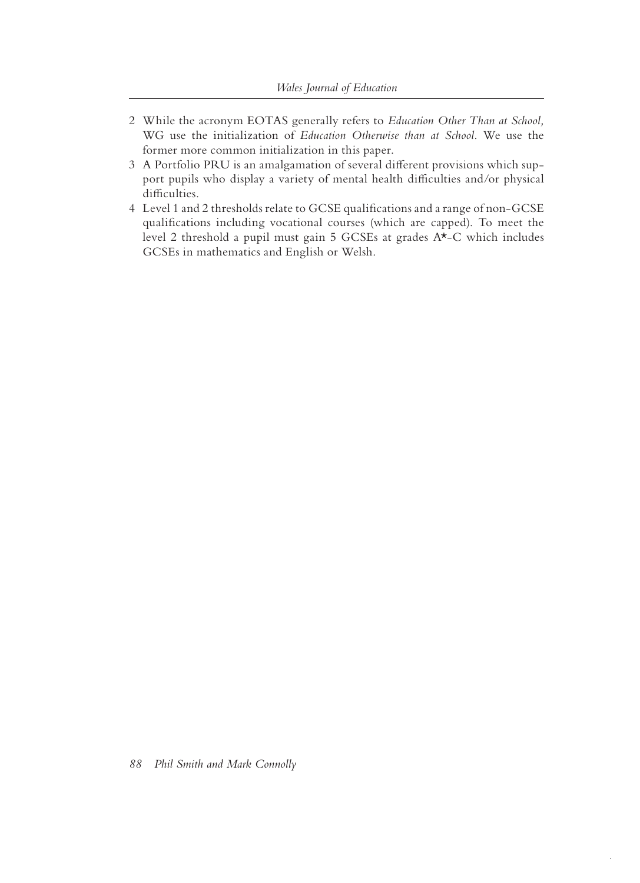2. While the acronym EOTAS generally refers to *Education Other Than at School,* WG use the initialization of *Education Otherwise than at School*. We use the former more common initialization in this paper.
3. A Portfolio PRU is an amalgamation of several different provisions which support pupils who display a variety of mental health difficulties and/or physical difficulties.
4. Level 1 and 2 thresholds relate to GCSE qualifications and a range of non-GCSE qualifications including vocational courses (which are capped). To meet the level 2 threshold a pupil must gain 5 GCSEs at grades A*-C which includes GCSEs in mathematics and English or Welsh.